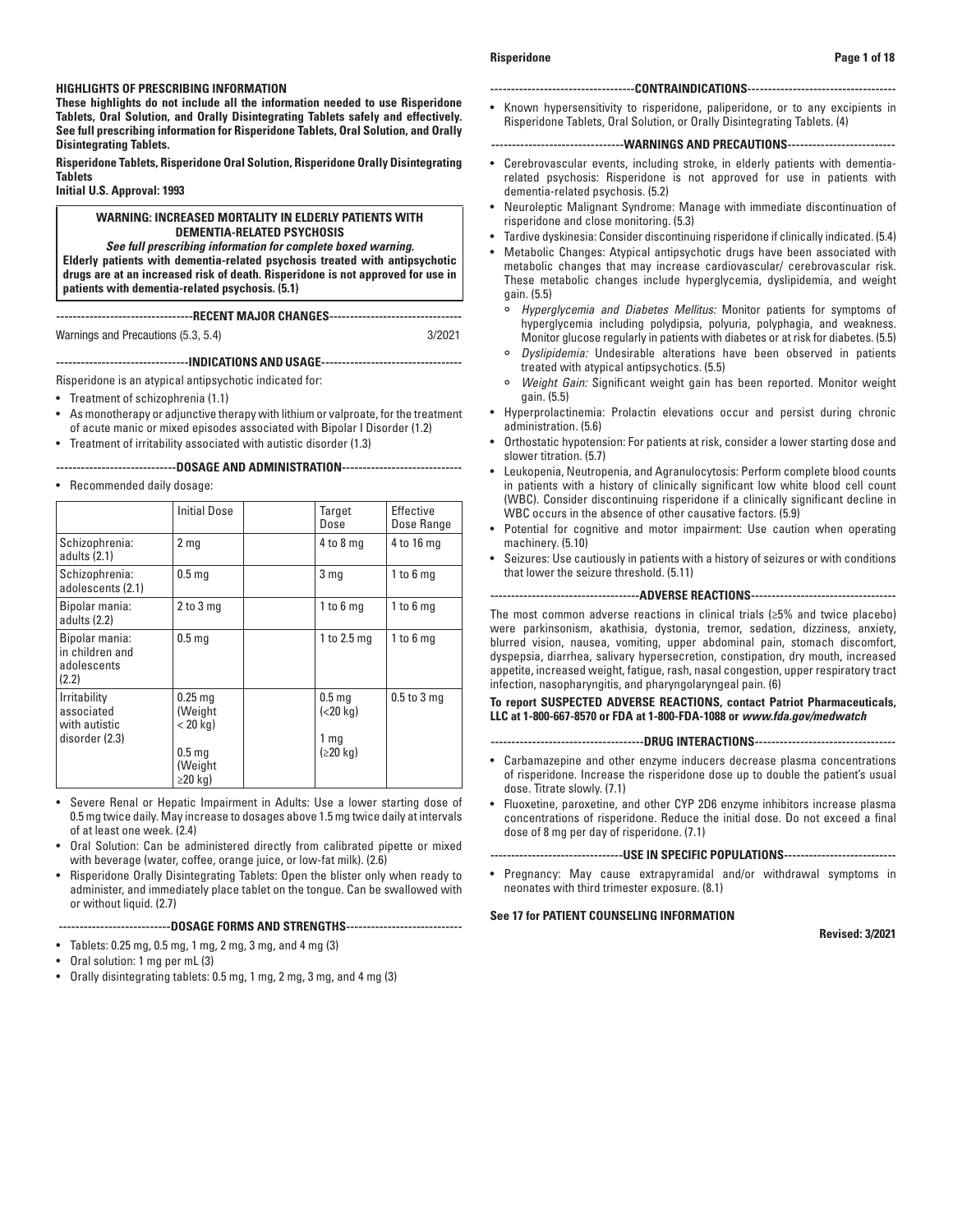**HIGHLIGHTS OF PRESCRIBING INFORMATION**

**These highlights do not include all the information needed to use Risperidone Tablets, Oral Solution, and Orally Disintegrating Tablets safely and effectively. See full prescribing information for Risperidone Tablets, Oral Solution, and Orally Disintegrating Tablets.**

**Risperidone Tablets, Risperidone Oral Solution, Risperidone Orally Disintegrating Tablets**

**Initial U.S. Approval: 1993**

**WARNING: INCREASED MORTALITY IN ELDERLY PATIENTS WITH DEMENTIA-RELATED PSYCHOSIS**

***See full prescribing information for complete boxed warning.***

**Elderly patients with dementia-related psychosis treated with antipsychotic drugs are at an increased risk of death. Risperidone is not approved for use in patients with dementia-related psychosis. (5.1)**

**RECENT MAJOR CHANGES**

Warnings and Precautions (5.3, 5.4) 3/2021

**INDICATIONS AND USAGE**

Risperidone is an atypical antipsychotic indicated for:

- Treatment of schizophrenia (1.1)
- As monotherapy or adjunctive therapy with lithium or valproate, for the treatment of acute manic or mixed episodes associated with Bipolar I Disorder (1.2)
- Treatment of irritability associated with autistic disorder (1.3)

**DOSAGE AND ADMINISTRATION**

- Recommended daily dosage:

| | Initial Dose | | Target Dose | Effective Dose Range |
|---|---|---|---|---|
| Schizophrenia: adults (2.1) | 2 mg | | 4 to 8 mg | 4 to 16 mg |
| Schizophrenia: adolescents (2.1) | 0.5 mg | | 3 mg | 1 to 6 mg |
| Bipolar mania: adults (2.2) | 2 to 3 mg | | 1 to 6 mg | 1 to 6 mg |
| Bipolar mania: in children and adolescents (2.2) | 0.5 mg | | 1 to 2.5 mg | 1 to 6 mg |
| Irritability associated with autistic disorder (2.3) | 0.25 mg (Weight < 20 kg)<br>0.5 mg (Weight ≥20 kg) | | 0.5 mg (<20 kg)<br>1 mg (≥20 kg) | 0.5 to 3 mg |

- Severe Renal or Hepatic Impairment in Adults: Use a lower starting dose of 0.5 mg twice daily. May increase to dosages above 1.5 mg twice daily at intervals of at least one week. (2.4)
- Oral Solution: Can be administered directly from calibrated pipette or mixed with beverage (water, coffee, orange juice, or low-fat milk). (2.6)
- Risperidone Orally Disintegrating Tablets: Open the blister only when ready to administer, and immediately place tablet on the tongue. Can be swallowed with or without liquid. (2.7)

**DOSAGE FORMS AND STRENGTHS**

- Tablets: 0.25 mg, 0.5 mg, 1 mg, 2 mg, 3 mg, and 4 mg (3)
- Oral solution: 1 mg per mL (3)
- Orally disintegrating tablets: 0.5 mg, 1 mg, 2 mg, 3 mg, and 4 mg (3)

**CONTRAINDICATIONS**

- Known hypersensitivity to risperidone, paliperidone, or to any excipients in Risperidone Tablets, Oral Solution, or Orally Disintegrating Tablets. (4)

**WARNINGS AND PRECAUTIONS**

- Cerebrovascular events, including stroke, in elderly patients with dementia-related psychosis: Risperidone is not approved for use in patients with dementia-related psychosis. (5.2)
- Neuroleptic Malignant Syndrome: Manage with immediate discontinuation of risperidone and close monitoring. (5.3)
- Tardive dyskinesia: Consider discontinuing risperidone if clinically indicated. (5.4)
- Metabolic Changes: Atypical antipsychotic drugs have been associated with metabolic changes that may increase cardiovascular/ cerebrovascular risk. These metabolic changes include hyperglycemia, dyslipidemia, and weight gain. (5.5)
  - *Hyperglycemia and Diabetes Mellitus:* Monitor patients for symptoms of hyperglycemia including polydipsia, polyuria, polyphagia, and weakness. Monitor glucose regularly in patients with diabetes or at risk for diabetes. (5.5)
  - *Dyslipidemia:* Undesirable alterations have been observed in patients treated with atypical antipsychotics. (5.5)
  - *Weight Gain:* Significant weight gain has been reported. Monitor weight gain. (5.5)
- Hyperprolactinemia: Prolactin elevations occur and persist during chronic administration. (5.6)
- Orthostatic hypotension: For patients at risk, consider a lower starting dose and slower titration. (5.7)
- Leukopenia, Neutropenia, and Agranulocytosis: Perform complete blood counts in patients with a history of clinically significant low white blood cell count (WBC). Consider discontinuing risperidone if a clinically significant decline in WBC occurs in the absence of other causative factors. (5.9)
- Potential for cognitive and motor impairment: Use caution when operating machinery. (5.10)
- Seizures: Use cautiously in patients with a history of seizures or with conditions that lower the seizure threshold. (5.11)

**ADVERSE REACTIONS**

The most common adverse reactions in clinical trials (≥5% and twice placebo) were parkinsonism, akathisia, dystonia, tremor, sedation, dizziness, anxiety, blurred vision, nausea, vomiting, upper abdominal pain, stomach discomfort, dyspepsia, diarrhea, salivary hypersecretion, constipation, dry mouth, increased appetite, increased weight, fatigue, rash, nasal congestion, upper respiratory tract infection, nasopharyngitis, and pharyngolaryngeal pain. (6)

**To report SUSPECTED ADVERSE REACTIONS, contact Patriot Pharmaceuticals, LLC at 1-800-667-8570 or FDA at 1-800-FDA-1088 or *www.fda.gov/medwatch***

**DRUG INTERACTIONS**

- Carbamazepine and other enzyme inducers decrease plasma concentrations of risperidone. Increase the risperidone dose up to double the patient's usual dose. Titrate slowly. (7.1)
- Fluoxetine, paroxetine, and other CYP 2D6 enzyme inhibitors increase plasma concentrations of risperidone. Reduce the initial dose. Do not exceed a final dose of 8 mg per day of risperidone. (7.1)

**USE IN SPECIFIC POPULATIONS**

- Pregnancy: May cause extrapyramidal and/or withdrawal symptoms in neonates with third trimester exposure. (8.1)

**See 17 for PATIENT COUNSELING INFORMATION**

**Revised: 3/2021**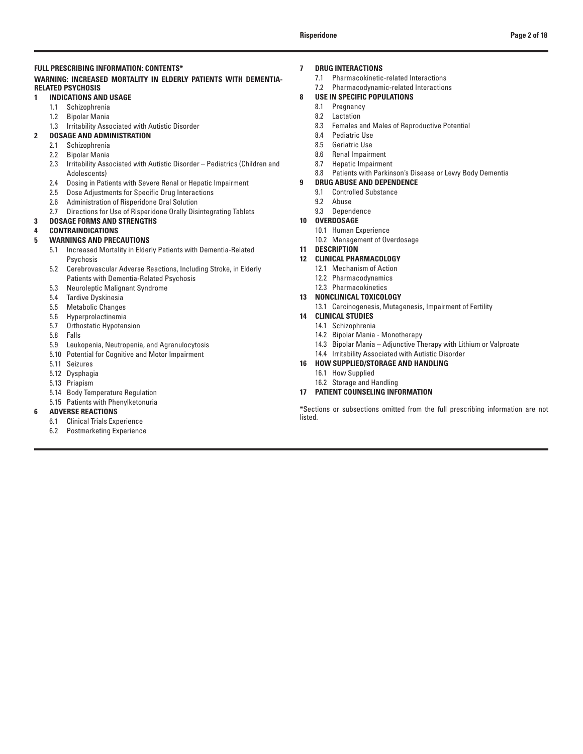**FULL PRESCRIBING INFORMATION: CONTENTS***

**WARNING: INCREASED MORTALITY IN ELDERLY PATIENTS WITH DEMENTIA-RELATED PSYCHOSIS**

**1 INDICATIONS AND USAGE**
- 1.1 Schizophrenia
- 1.2 Bipolar Mania
- 1.3 Irritability Associated with Autistic Disorder

**2 DOSAGE AND ADMINISTRATION**
- 2.1 Schizophrenia
- 2.2 Bipolar Mania
- 2.3 Irritability Associated with Autistic Disorder – Pediatrics (Children and Adolescents)
- 2.4 Dosing in Patients with Severe Renal or Hepatic Impairment
- 2.5 Dose Adjustments for Specific Drug Interactions
- 2.6 Administration of Risperidone Oral Solution
- 2.7 Directions for Use of Risperidone Orally Disintegrating Tablets

**3 DOSAGE FORMS AND STRENGTHS**

**4 CONTRAINDICATIONS**

**5 WARNINGS AND PRECAUTIONS**
- 5.1 Increased Mortality in Elderly Patients with Dementia-Related Psychosis
- 5.2 Cerebrovascular Adverse Reactions, Including Stroke, in Elderly Patients with Dementia-Related Psychosis
- 5.3 Neuroleptic Malignant Syndrome
- 5.4 Tardive Dyskinesia
- 5.5 Metabolic Changes
- 5.6 Hyperprolactinemia
- 5.7 Orthostatic Hypotension
- 5.8 Falls
- 5.9 Leukopenia, Neutropenia, and Agranulocytosis
- 5.10 Potential for Cognitive and Motor Impairment
- 5.11 Seizures
- 5.12 Dysphagia
- 5.13 Priapism
- 5.14 Body Temperature Regulation
- 5.15 Patients with Phenylketonuria

**6 ADVERSE REACTIONS**
- 6.1 Clinical Trials Experience
- 6.2 Postmarketing Experience

**7 DRUG INTERACTIONS**
- 7.1 Pharmacokinetic-related Interactions
- 7.2 Pharmacodynamic-related Interactions

**8 USE IN SPECIFIC POPULATIONS**
- 8.1 Pregnancy
- 8.2 Lactation
- 8.3 Females and Males of Reproductive Potential
- 8.4 Pediatric Use
- 8.5 Geriatric Use
- 8.6 Renal Impairment
- 8.7 Hepatic Impairment
- 8.8 Patients with Parkinson's Disease or Lewy Body Dementia

**9 DRUG ABUSE AND DEPENDENCE**
- 9.1 Controlled Substance
- 9.2 Abuse
- 9.3 Dependence

**10 OVERDOSAGE**
- 10.1 Human Experience
- 10.2 Management of Overdosage

**11 DESCRIPTION**

**12 CLINICAL PHARMACOLOGY**
- 12.1 Mechanism of Action
- 12.2 Pharmacodynamics
- 12.3 Pharmacokinetics

**13 NONCLINICAL TOXICOLOGY**
- 13.1 Carcinogenesis, Mutagenesis, Impairment of Fertility

**14 CLINICAL STUDIES**
- 14.1 Schizophrenia
- 14.2 Bipolar Mania - Monotherapy
- 14.3 Bipolar Mania – Adjunctive Therapy with Lithium or Valproate
- 14.4 Irritability Associated with Autistic Disorder

**16 HOW SUPPLIED/STORAGE AND HANDLING**
- 16.1 How Supplied
- 16.2 Storage and Handling

**17 PATIENT COUNSELING INFORMATION**

*Sections or subsections omitted from the full prescribing information are not listed.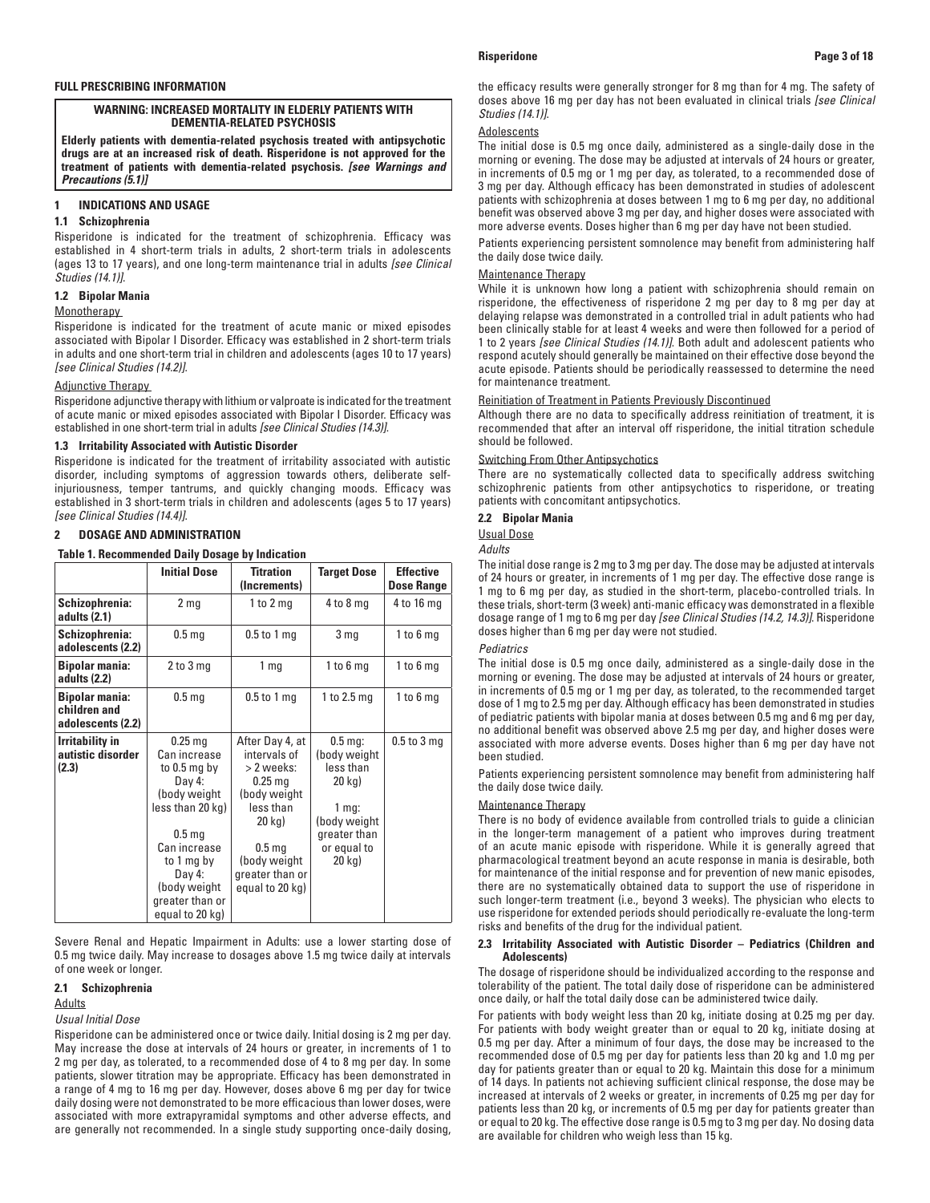## FULL PRESCRIBING INFORMATION

**WARNING: INCREASED MORTALITY IN ELDERLY PATIENTS WITH DEMENTIA-RELATED PSYCHOSIS**

**Elderly patients with dementia-related psychosis treated with antipsychotic drugs are at an increased risk of death. Risperidone is not approved for the treatment of patients with dementia-related psychosis. *[see Warnings and Precautions (5.1)]***

## 1 INDICATIONS AND USAGE

### 1.1 Schizophrenia

Risperidone is indicated for the treatment of schizophrenia. Efficacy was established in 4 short-term trials in adults, 2 short-term trials in adolescents (ages 13 to 17 years), and one long-term maintenance trial in adults *[see Clinical Studies (14.1)]*.

### 1.2 Bipolar Mania

Monotherapy

Risperidone is indicated for the treatment of acute manic or mixed episodes associated with Bipolar I Disorder. Efficacy was established in 2 short-term trials in adults and one short-term trial in children and adolescents (ages 10 to 17 years) *[see Clinical Studies (14.2)]*.

Adjunctive Therapy

Risperidone adjunctive therapy with lithium or valproate is indicated for the treatment of acute manic or mixed episodes associated with Bipolar I Disorder. Efficacy was established in one short-term trial in adults *[see Clinical Studies (14.3)]*.

### 1.3 Irritability Associated with Autistic Disorder

Risperidone is indicated for the treatment of irritability associated with autistic disorder, including symptoms of aggression towards others, deliberate self-injuriousness, temper tantrums, and quickly changing moods. Efficacy was established in 3 short-term trials in children and adolescents (ages 5 to 17 years) *[see Clinical Studies (14.4)]*.

## 2 DOSAGE AND ADMINISTRATION

**Table 1. Recommended Daily Dosage by Indication**

| | Initial Dose | Titration (Increments) | Target Dose | Effective Dose Range |
|---|---|---|---|---|
| **Schizophrenia: adults (2.1)** | 2 mg | 1 to 2 mg | 4 to 8 mg | 4 to 16 mg |
| **Schizophrenia: adolescents (2.2)** | 0.5 mg | 0.5 to 1 mg | 3 mg | 1 to 6 mg |
| **Bipolar mania: adults (2.2)** | 2 to 3 mg | 1 mg | 1 to 6 mg | 1 to 6 mg |
| **Bipolar mania: children and adolescents (2.2)** | 0.5 mg | 0.5 to 1 mg | 1 to 2.5 mg | 1 to 6 mg |
| **Irritability in autistic disorder (2.3)** | 0.25 mg Can increase to 0.5 mg by Day 4: (body weight less than 20 kg) 0.5 mg Can increase to 1 mg by Day 4: (body weight greater than or equal to 20 kg) | After Day 4, at intervals of > 2 weeks: 0.25 mg (body weight less than 20 kg) 0.5 mg (body weight greater than or equal to 20 kg) | 0.5 mg: (body weight less than 20 kg) 1 mg: (body weight greater than or equal to 20 kg) | 0.5 to 3 mg |

Severe Renal and Hepatic Impairment in Adults: use a lower starting dose of 0.5 mg twice daily. May increase to dosages above 1.5 mg twice daily at intervals of one week or longer.

### 2.1 Schizophrenia

Adults

*Usual Initial Dose*

Risperidone can be administered once or twice daily. Initial dosing is 2 mg per day. May increase the dose at intervals of 24 hours or greater, in increments of 1 to 2 mg per day, as tolerated, to a recommended dose of 4 to 8 mg per day. In some patients, slower titration may be appropriate. Efficacy has been demonstrated in a range of 4 mg to 16 mg per day. However, doses above 6 mg per day for twice daily dosing were not demonstrated to be more efficacious than lower doses, were associated with more extrapyramidal symptoms and other adverse effects, and are generally not recommended. In a single study supporting once-daily dosing, the efficacy results were generally stronger for 8 mg than for 4 mg. The safety of doses above 16 mg per day has not been evaluated in clinical trials *[see Clinical Studies (14.1)]*.

Adolescents

The initial dose is 0.5 mg once daily, administered as a single-daily dose in the morning or evening. The dose may be adjusted at intervals of 24 hours or greater, in increments of 0.5 mg or 1 mg per day, as tolerated, to a recommended dose of 3 mg per day. Although efficacy has been demonstrated in studies of adolescent patients with schizophrenia at doses between 1 mg to 6 mg per day, no additional benefit was observed above 3 mg per day, and higher doses were associated with more adverse events. Doses higher than 6 mg per day have not been studied.

Patients experiencing persistent somnolence may benefit from administering half the daily dose twice daily.

Maintenance Therapy

While it is unknown how long a patient with schizophrenia should remain on risperidone, the effectiveness of risperidone 2 mg per day to 8 mg per day at delaying relapse was demonstrated in a controlled trial in adult patients who had been clinically stable for at least 4 weeks and were then followed for a period of 1 to 2 years *[see Clinical Studies (14.1)]*. Both adult and adolescent patients who respond acutely should generally be maintained on their effective dose beyond the acute episode. Patients should be periodically reassessed to determine the need for maintenance treatment.

Reinitiation of Treatment in Patients Previously Discontinued

Although there are no data to specifically address reinitiation of treatment, it is recommended that after an interval off risperidone, the initial titration schedule should be followed.

Switching From Other Antipsychotics

There are no systematically collected data to specifically address switching schizophrenic patients from other antipsychotics to risperidone, or treating patients with concomitant antipsychotics.

### 2.2 Bipolar Mania

Usual Dose

*Adults*

The initial dose range is 2 mg to 3 mg per day. The dose may be adjusted at intervals of 24 hours or greater, in increments of 1 mg per day. The effective dose range is 1 mg to 6 mg per day, as studied in the short-term, placebo-controlled trials. In these trials, short-term (3 week) anti-manic efficacy was demonstrated in a flexible dosage range of 1 mg to 6 mg per day *[see Clinical Studies (14.2, 14.3)]*. Risperidone doses higher than 6 mg per day were not studied.

*Pediatrics*

The initial dose is 0.5 mg once daily, administered as a single-daily dose in the morning or evening. The dose may be adjusted at intervals of 24 hours or greater, in increments of 0.5 mg or 1 mg per day, as tolerated, to the recommended target dose of 1 mg to 2.5 mg per day. Although efficacy has been demonstrated in studies of pediatric patients with bipolar mania at doses between 0.5 mg and 6 mg per day, no additional benefit was observed above 2.5 mg per day, and higher doses were associated with more adverse events. Doses higher than 6 mg per day have not been studied.

Patients experiencing persistent somnolence may benefit from administering half the daily dose twice daily.

Maintenance Therapy

There is no body of evidence available from controlled trials to guide a clinician in the longer-term management of a patient who improves during treatment of an acute manic episode with risperidone. While it is generally agreed that pharmacological treatment beyond an acute response in mania is desirable, both for maintenance of the initial response and for prevention of new manic episodes, there are no systematically obtained data to support the use of risperidone in such longer-term treatment (i.e., beyond 3 weeks). The physician who elects to use risperidone for extended periods should periodically re-evaluate the long-term risks and benefits of the drug for the individual patient.

### 2.3 Irritability Associated with Autistic Disorder – Pediatrics (Children and Adolescents)

The dosage of risperidone should be individualized according to the response and tolerability of the patient. The total daily dose of risperidone can be administered once daily, or half the total daily dose can be administered twice daily.

For patients with body weight less than 20 kg, initiate dosing at 0.25 mg per day. For patients with body weight greater than or equal to 20 kg, initiate dosing at 0.5 mg per day. After a minimum of four days, the dose may be increased to the recommended dose of 0.5 mg per day for patients less than 20 kg and 1.0 mg per day for patients greater than or equal to 20 kg. Maintain this dose for a minimum of 14 days. In patients not achieving sufficient clinical response, the dose may be increased at intervals of 2 weeks or greater, in increments of 0.25 mg per day for patients less than 20 kg, or increments of 0.5 mg per day for patients greater than or equal to 20 kg. The effective dose range is 0.5 mg to 3 mg per day. No dosing data are available for children who weigh less than 15 kg.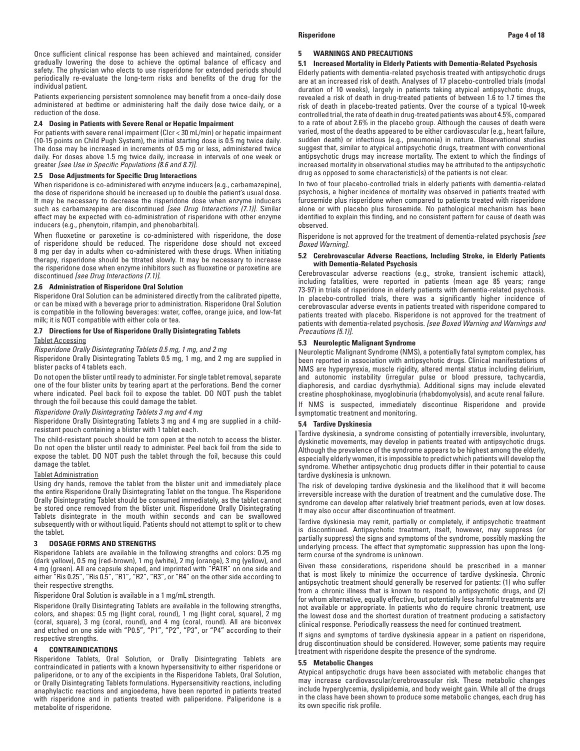Once sufficient clinical response has been achieved and maintained, consider gradually lowering the dose to achieve the optimal balance of efficacy and safety. The physician who elects to use risperidone for extended periods should periodically re-evaluate the long-term risks and benefits of the drug for the individual patient.

Patients experiencing persistent somnolence may benefit from a once-daily dose administered at bedtime or administering half the daily dose twice daily, or a reduction of the dose.

### 2.4 Dosing in Patients with Severe Renal or Hepatic Impairment

For patients with severe renal impairment (Clcr < 30 mL/min) or hepatic impairment (10-15 points on Child Pugh System), the initial starting dose is 0.5 mg twice daily. The dose may be increased in increments of 0.5 mg or less, administered twice daily. For doses above 1.5 mg twice daily, increase in intervals of one week or greater *[see Use in Specific Populations (8.6 and 8.7)]*.

### 2.5 Dose Adjustments for Specific Drug Interactions

When risperidone is co-administered with enzyme inducers (e.g., carbamazepine), the dose of risperidone should be increased up to double the patient's usual dose. It may be necessary to decrease the risperidone dose when enzyme inducers such as carbamazepine are discontinued *[see Drug Interactions (7.1)]*. Similar effect may be expected with co-administration of risperidone with other enzyme inducers (e.g., phenytoin, rifampin, and phenobarbital).

When fluoxetine or paroxetine is co-administered with risperidone, the dose of risperidone should be reduced. The risperidone dose should not exceed 8 mg per day in adults when co-administered with these drugs. When initiating therapy, risperidone should be titrated slowly. It may be necessary to increase the risperidone dose when enzyme inhibitors such as fluoxetine or paroxetine are discontinued *[see Drug Interactions (7.1)]*.

### 2.6 Administration of Risperidone Oral Solution

Risperidone Oral Solution can be administered directly from the calibrated pipette, or can be mixed with a beverage prior to administration. Risperidone Oral Solution is compatible in the following beverages: water, coffee, orange juice, and low-fat milk; it is NOT compatible with either cola or tea.

### 2.7 Directions for Use of Risperidone Orally Disintegrating Tablets

Tablet Accessing

*Risperidone Orally Disintegrating Tablets 0.5 mg, 1 mg, and 2 mg*

Risperidone Orally Disintegrating Tablets 0.5 mg, 1 mg, and 2 mg are supplied in blister packs of 4 tablets each.

Do not open the blister until ready to administer. For single tablet removal, separate one of the four blister units by tearing apart at the perforations. Bend the corner where indicated. Peel back foil to expose the tablet. DO NOT push the tablet through the foil because this could damage the tablet.

*Risperidone Orally Disintegrating Tablets 3 mg and 4 mg*

Risperidone Orally Disintegrating Tablets 3 mg and 4 mg are supplied in a child-resistant pouch containing a blister with 1 tablet each.

The child-resistant pouch should be torn open at the notch to access the blister. Do not open the blister until ready to administer. Peel back foil from the side to expose the tablet. DO NOT push the tablet through the foil, because this could damage the tablet.

Tablet Administration

Using dry hands, remove the tablet from the blister unit and immediately place the entire Risperidone Orally Disintegrating Tablet on the tongue. The Risperidone Orally Disintegrating Tablet should be consumed immediately, as the tablet cannot be stored once removed from the blister unit. Risperidone Orally Disintegrating Tablets disintegrate in the mouth within seconds and can be swallowed subsequently with or without liquid. Patients should not attempt to split or to chew the tablet.

## 3 DOSAGE FORMS AND STRENGTHS

Risperidone Tablets are available in the following strengths and colors: 0.25 mg (dark yellow), 0.5 mg (red-brown), 1 mg (white), 2 mg (orange), 3 mg (yellow), and 4 mg (green). All are capsule shaped, and imprinted with "PATR" on one side and either "Ris 0.25", "Ris 0.5", "R1", "R2", "R3", or "R4" on the other side according to their respective strengths.

Risperidone Oral Solution is available in a 1 mg/mL strength.

Risperidone Orally Disintegrating Tablets are available in the following strengths, colors, and shapes: 0.5 mg (light coral, round), 1 mg (light coral, square), 2 mg (coral, square), 3 mg (coral, round), and 4 mg (coral, round). All are biconvex and etched on one side with "P0.5", "P1", "P2", "P3", or "P4" according to their respective strengths.

## 4 CONTRAINDICATIONS

Risperidone Tablets, Oral Solution, or Orally Disintegrating Tablets are contraindicated in patients with a known hypersensitivity to either risperidone or paliperidone, or to any of the excipients in the Risperidone Tablets, Oral Solution, or Orally Disintegrating Tablets formulations. Hypersensitivity reactions, including anaphylactic reactions and angioedema, have been reported in patients treated with risperidone and in patients treated with paliperidone. Paliperidone is a metabolite of risperidone.

## 5 WARNINGS AND PRECAUTIONS

### 5.1 Increased Mortality in Elderly Patients with Dementia-Related Psychosis

Elderly patients with dementia-related psychosis treated with antipsychotic drugs are at an increased risk of death. Analyses of 17 placebo-controlled trials (modal duration of 10 weeks), largely in patients taking atypical antipsychotic drugs, revealed a risk of death in drug-treated patients of between 1.6 to 1.7 times the risk of death in placebo-treated patients. Over the course of a typical 10-week controlled trial, the rate of death in drug-treated patients was about 4.5%, compared to a rate of about 2.6% in the placebo group. Although the causes of death were varied, most of the deaths appeared to be either cardiovascular (e.g., heart failure, sudden death) or infectious (e.g., pneumonia) in nature. Observational studies suggest that, similar to atypical antipsychotic drugs, treatment with conventional antipsychotic drugs may increase mortality. The extent to which the findings of increased mortality in observational studies may be attributed to the antipsychotic drug as opposed to some characteristic(s) of the patients is not clear.

In two of four placebo-controlled trials in elderly patients with dementia-related psychosis, a higher incidence of mortality was observed in patients treated with furosemide plus risperidone when compared to patients treated with risperidone alone or with placebo plus furosemide. No pathological mechanism has been identified to explain this finding, and no consistent pattern for cause of death was observed.

Risperidone is not approved for the treatment of dementia-related psychosis *[see Boxed Warning]*.

### 5.2 Cerebrovascular Adverse Reactions, Including Stroke, in Elderly Patients with Dementia-Related Psychosis

Cerebrovascular adverse reactions (e.g., stroke, transient ischemic attack), including fatalities, were reported in patients (mean age 85 years; range 73-97) in trials of risperidone in elderly patients with dementia-related psychosis. In placebo-controlled trials, there was a significantly higher incidence of cerebrovascular adverse events in patients treated with risperidone compared to patients treated with placebo. Risperidone is not approved for the treatment of patients with dementia-related psychosis. *[see Boxed Warning and Warnings and Precautions (5.1)]*.

### 5.3 Neuroleptic Malignant Syndrome

Neuroleptic Malignant Syndrome (NMS), a potentially fatal symptom complex, has been reported in association with antipsychotic drugs. Clinical manifestations of NMS are hyperpyrexia, muscle rigidity, altered mental status including delirium, and autonomic instability (irregular pulse or blood pressure, tachycardia, diaphoresis, and cardiac dysrhythmia). Additional signs may include elevated creatine phosphokinase, myoglobinuria (rhabdomyolysis), and acute renal failure.

If NMS is suspected, immediately discontinue Risperidone and provide symptomatic treatment and monitoring.

### 5.4 Tardive Dyskinesia

Tardive dyskinesia, a syndrome consisting of potentially irreversible, involuntary, dyskinetic movements, may develop in patients treated with antipsychotic drugs. Although the prevalence of the syndrome appears to be highest among the elderly, especially elderly women, it is impossible to predict which patients will develop the syndrome. Whether antipsychotic drug products differ in their potential to cause tardive dyskinesia is unknown.

The risk of developing tardive dyskinesia and the likelihood that it will become irreversible increase with the duration of treatment and the cumulative dose. The syndrome can develop after relatively brief treatment periods, even at low doses. It may also occur after discontinuation of treatment.

Tardive dyskinesia may remit, partially or completely, if antipsychotic treatment is discontinued. Antipsychotic treatment, itself, however, may suppress (or partially suppress) the signs and symptoms of the syndrome, possibly masking the underlying process. The effect that symptomatic suppression has upon the long-term course of the syndrome is unknown.

Given these considerations, risperidone should be prescribed in a manner that is most likely to minimize the occurrence of tardive dyskinesia. Chronic antipsychotic treatment should generally be reserved for patients: (1) who suffer from a chronic illness that is known to respond to antipsychotic drugs, and (2) for whom alternative, equally effective, but potentially less harmful treatments are not available or appropriate. In patients who do require chronic treatment, use the lowest dose and the shortest duration of treatment producing a satisfactory clinical response. Periodically reassess the need for continued treatment.

If signs and symptoms of tardive dyskinesia appear in a patient on risperidone, drug discontinuation should be considered. However, some patients may require treatment with risperidone despite the presence of the syndrome.

### 5.5 Metabolic Changes

Atypical antipsychotic drugs have been associated with metabolic changes that may increase cardiovascular/cerebrovascular risk. These metabolic changes include hyperglycemia, dyslipidemia, and body weight gain. While all of the drugs in the class have been shown to produce some metabolic changes, each drug has its own specific risk profile.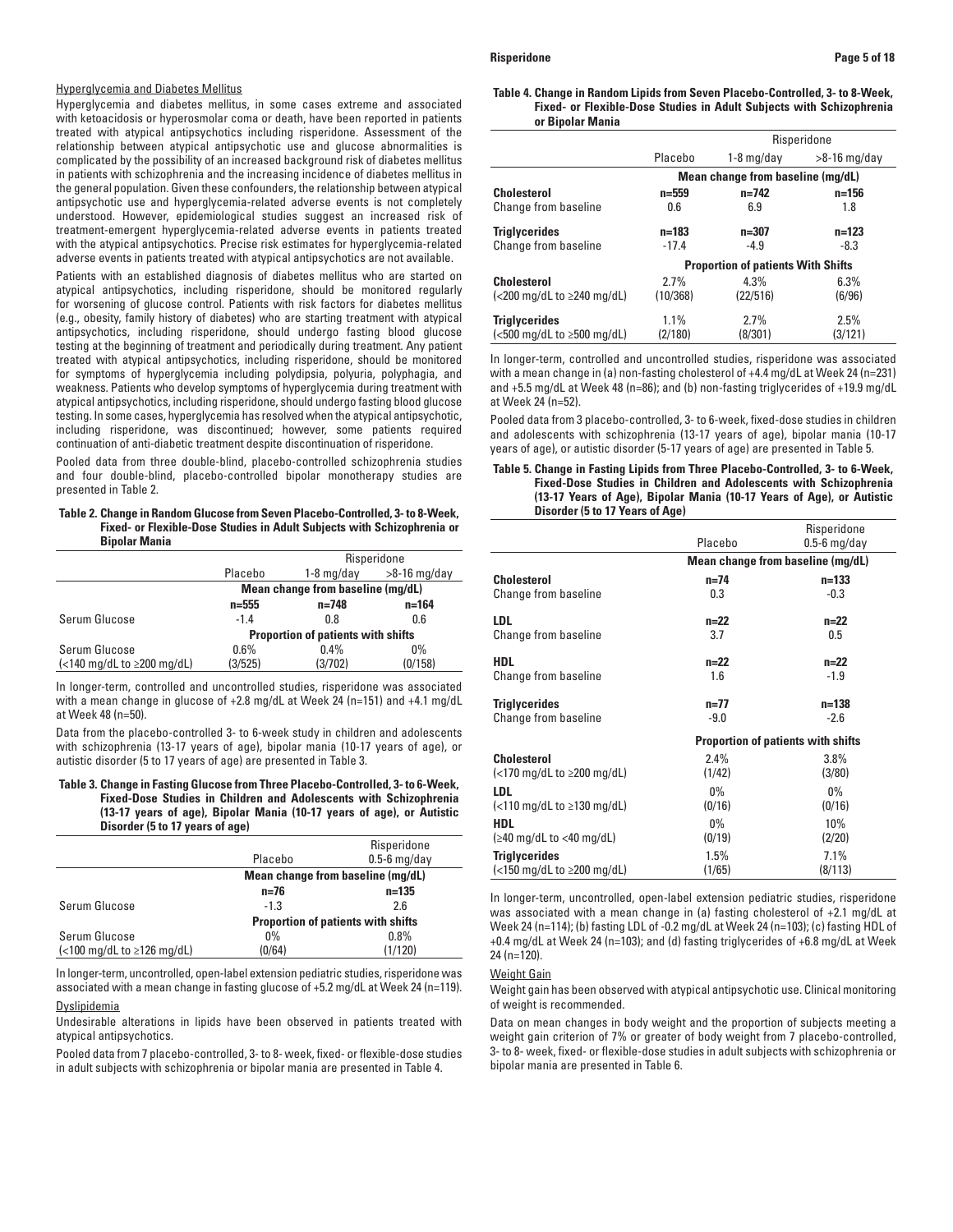### Hyperglycemia and Diabetes Mellitus

Hyperglycemia and diabetes mellitus, in some cases extreme and associated with ketoacidosis or hyperosmolar coma or death, have been reported in patients treated with atypical antipsychotics including risperidone. Assessment of the relationship between atypical antipsychotic use and glucose abnormalities is complicated by the possibility of an increased background risk of diabetes mellitus in patients with schizophrenia and the increasing incidence of diabetes mellitus in the general population. Given these confounders, the relationship between atypical antipsychotic use and hyperglycemia-related adverse events is not completely understood. However, epidemiological studies suggest an increased risk of treatment-emergent hyperglycemia-related adverse events in patients treated with the atypical antipsychotics. Precise risk estimates for hyperglycemia-related adverse events in patients treated with atypical antipsychotics are not available.

Patients with an established diagnosis of diabetes mellitus who are started on atypical antipsychotics, including risperidone, should be monitored regularly for worsening of glucose control. Patients with risk factors for diabetes mellitus (e.g., obesity, family history of diabetes) who are starting treatment with atypical antipsychotics, including risperidone, should undergo fasting blood glucose testing at the beginning of treatment and periodically during treatment. Any patient treated with atypical antipsychotics, including risperidone, should be monitored for symptoms of hyperglycemia including polydipsia, polyuria, polyphagia, and weakness. Patients who develop symptoms of hyperglycemia during treatment with atypical antipsychotics, including risperidone, should undergo fasting blood glucose testing. In some cases, hyperglycemia has resolved when the atypical antipsychotic, including risperidone, was discontinued; however, some patients required continuation of anti-diabetic treatment despite discontinuation of risperidone.

Pooled data from three double-blind, placebo-controlled schizophrenia studies and four double-blind, placebo-controlled bipolar monotherapy studies are presented in Table 2.

**Table 2. Change in Random Glucose from Seven Placebo-Controlled, 3- to 8-Week, Fixed- or Flexible-Dose Studies in Adult Subjects with Schizophrenia or Bipolar Mania**

| | | Risperidone | |
|---|---|---|---|
| | Placebo | 1-8 mg/day | >8-16 mg/day |
| | **Mean change from baseline (mg/dL)** | | |
| | **n=555** | **n=748** | **n=164** |
| Serum Glucose | -1.4 | 0.8 | 0.6 |
| | **Proportion of patients with shifts** | | |
| Serum Glucose (<140 mg/dL to ≥200 mg/dL) | 0.6% (3/525) | 0.4% (3/702) | 0% (0/158) |

In longer-term, controlled and uncontrolled studies, risperidone was associated with a mean change in glucose of +2.8 mg/dL at Week 24 (n=151) and +4.1 mg/dL at Week 48 (n=50).

Data from the placebo-controlled 3- to 6-week study in children and adolescents with schizophrenia (13-17 years of age), bipolar mania (10-17 years of age), or autistic disorder (5 to 17 years of age) are presented in Table 3.

**Table 3. Change in Fasting Glucose from Three Placebo-Controlled, 3- to 6-Week, Fixed-Dose Studies in Children and Adolescents with Schizophrenia (13-17 years of age), Bipolar Mania (10-17 years of age), or Autistic Disorder (5 to 17 years of age)**

| | Placebo | Risperidone 0.5-6 mg/day |
|---|---|---|
| | **Mean change from baseline (mg/dL)** | |
| | **n=76** | **n=135** |
| Serum Glucose | -1.3 | 2.6 |
| | **Proportion of patients with shifts** | |
| Serum Glucose (<100 mg/dL to ≥126 mg/dL) | 0% (0/64) | 0.8% (1/120) |

In longer-term, uncontrolled, open-label extension pediatric studies, risperidone was associated with a mean change in fasting glucose of +5.2 mg/dL at Week 24 (n=119).

### Dyslipidemia

Undesirable alterations in lipids have been observed in patients treated with atypical antipsychotics.

Pooled data from 7 placebo-controlled, 3- to 8- week, fixed- or flexible-dose studies in adult subjects with schizophrenia or bipolar mania are presented in Table 4.

**Table 4. Change in Random Lipids from Seven Placebo-Controlled, 3- to 8-Week, Fixed- or Flexible-Dose Studies in Adult Subjects with Schizophrenia or Bipolar Mania**

| | | Risperidone | |
|---|---|---|---|
| | Placebo | 1-8 mg/day | >8-16 mg/day |
| | **Mean change from baseline (mg/dL)** | | |
| **Cholesterol** | **n=559** | **n=742** | **n=156** |
| Change from baseline | 0.6 | 6.9 | 1.8 |
| **Triglycerides** | **n=183** | **n=307** | **n=123** |
| Change from baseline | -17.4 | -4.9 | -8.3 |
| | **Proportion of patients With Shifts** | | |
| **Cholesterol** (<200 mg/dL to ≥240 mg/dL) | 2.7% (10/368) | 4.3% (22/516) | 6.3% (6/96) |
| **Triglycerides** (<500 mg/dL to ≥500 mg/dL) | 1.1% (2/180) | 2.7% (8/301) | 2.5% (3/121) |

In longer-term, controlled and uncontrolled studies, risperidone was associated with a mean change in (a) non-fasting cholesterol of +4.4 mg/dL at Week 24 (n=231) and +5.5 mg/dL at Week 48 (n=86); and (b) non-fasting triglycerides of +19.9 mg/dL at Week 24 (n=52).

Pooled data from 3 placebo-controlled, 3- to 6-week, fixed-dose studies in children and adolescents with schizophrenia (13-17 years of age), bipolar mania (10-17 years of age), or autistic disorder (5-17 years of age) are presented in Table 5.

**Table 5. Change in Fasting Lipids from Three Placebo-Controlled, 3- to 6-Week, Fixed-Dose Studies in Children and Adolescents with Schizophrenia (13-17 Years of Age), Bipolar Mania (10-17 Years of Age), or Autistic Disorder (5 to 17 Years of Age)**

| | Placebo | Risperidone 0.5-6 mg/day |
|---|---|---|
| | **Mean change from baseline (mg/dL)** | |
| **Cholesterol** | **n=74** | **n=133** |
| Change from baseline | 0.3 | -0.3 |
| **LDL** | **n=22** | **n=22** |
| Change from baseline | 3.7 | 0.5 |
| **HDL** | **n=22** | **n=22** |
| Change from baseline | 1.6 | -1.9 |
| **Triglycerides** | **n=77** | **n=138** |
| Change from baseline | -9.0 | -2.6 |
| | **Proportion of patients with shifts** | |
| **Cholesterol** (<170 mg/dL to ≥200 mg/dL) | 2.4% (1/42) | 3.8% (3/80) |
| **LDL** (<110 mg/dL to ≥130 mg/dL) | 0% (0/16) | 0% (0/16) |
| **HDL** (≥40 mg/dL to <40 mg/dL) | 0% (0/19) | 10% (2/20) |
| **Triglycerides** (<150 mg/dL to ≥200 mg/dL) | 1.5% (1/65) | 7.1% (8/113) |

In longer-term, uncontrolled, open-label extension pediatric studies, risperidone was associated with a mean change in (a) fasting cholesterol of +2.1 mg/dL at Week 24 (n=114); (b) fasting LDL of -0.2 mg/dL at Week 24 (n=103); (c) fasting HDL of +0.4 mg/dL at Week 24 (n=103); and (d) fasting triglycerides of +6.8 mg/dL at Week 24 (n=120).

### Weight Gain

Weight gain has been observed with atypical antipsychotic use. Clinical monitoring of weight is recommended.

Data on mean changes in body weight and the proportion of subjects meeting a weight gain criterion of 7% or greater of body weight from 7 placebo-controlled, 3- to 8- week, fixed- or flexible-dose studies in adult subjects with schizophrenia or bipolar mania are presented in Table 6.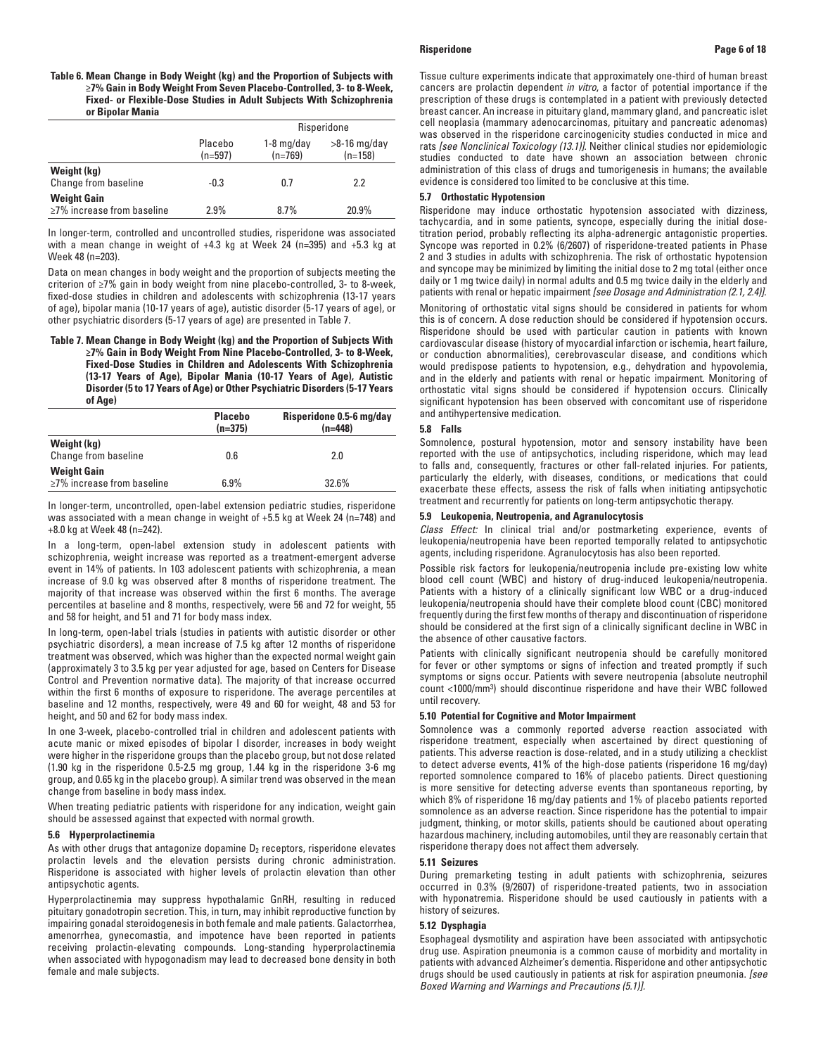**Table 6. Mean Change in Body Weight (kg) and the Proportion of Subjects with ≥7% Gain in Body Weight From Seven Placebo-Controlled, 3- to 8-Week, Fixed- or Flexible-Dose Studies in Adult Subjects With Schizophrenia or Bipolar Mania**

| | | Risperidone | |
|---|---|---|---|
| | Placebo (n=597) | 1-8 mg/day (n=769) | >8-16 mg/day (n=158) |
| **Weight (kg)** | | | |
| Change from baseline | -0.3 | 0.7 | 2.2 |
| **Weight Gain** | | | |
| ≥7% increase from baseline | 2.9% | 8.7% | 20.9% |

In longer-term, controlled and uncontrolled studies, risperidone was associated with a mean change in weight of +4.3 kg at Week 24 (n=395) and +5.3 kg at Week 48 (n=203).

Data on mean changes in body weight and the proportion of subjects meeting the criterion of ≥7% gain in body weight from nine placebo-controlled, 3- to 8-week, fixed-dose studies in children and adolescents with schizophrenia (13-17 years of age), bipolar mania (10-17 years of age), autistic disorder (5-17 years of age), or other psychiatric disorders (5-17 years of age) are presented in Table 7.

**Table 7. Mean Change in Body Weight (kg) and the Proportion of Subjects With ≥7% Gain in Body Weight From Nine Placebo-Controlled, 3- to 8-Week, Fixed-Dose Studies in Children and Adolescents With Schizophrenia (13-17 Years of Age), Bipolar Mania (10-17 Years of Age), Autistic Disorder (5 to 17 Years of Age) or Other Psychiatric Disorders (5-17 Years of Age)**

| | Placebo (n=375) | Risperidone 0.5-6 mg/day (n=448) |
|---|---|---|
| **Weight (kg)** | | |
| Change from baseline | 0.6 | 2.0 |
| **Weight Gain** | | |
| ≥7% increase from baseline | 6.9% | 32.6% |

In longer-term, uncontrolled, open-label extension pediatric studies, risperidone was associated with a mean change in weight of +5.5 kg at Week 24 (n=748) and +8.0 kg at Week 48 (n=242).

In a long-term, open-label extension study in adolescent patients with schizophrenia, weight increase was reported as a treatment-emergent adverse event in 14% of patients. In 103 adolescent patients with schizophrenia, a mean increase of 9.0 kg was observed after 8 months of risperidone treatment. The majority of that increase was observed within the first 6 months. The average percentiles at baseline and 8 months, respectively, were 56 and 72 for weight, 55 and 58 for height, and 51 and 71 for body mass index.

In long-term, open-label trials (studies in patients with autistic disorder or other psychiatric disorders), a mean increase of 7.5 kg after 12 months of risperidone treatment was observed, which was higher than the expected normal weight gain (approximately 3 to 3.5 kg per year adjusted for age, based on Centers for Disease Control and Prevention normative data). The majority of that increase occurred within the first 6 months of exposure to risperidone. The average percentiles at baseline and 12 months, respectively, were 49 and 60 for weight, 48 and 53 for height, and 50 and 62 for body mass index.

In one 3-week, placebo-controlled trial in children and adolescent patients with acute manic or mixed episodes of bipolar I disorder, increases in body weight were higher in the risperidone groups than the placebo group, but not dose related (1.90 kg in the risperidone 0.5-2.5 mg group, 1.44 kg in the risperidone 3-6 mg group, and 0.65 kg in the placebo group). A similar trend was observed in the mean change from baseline in body mass index.

When treating pediatric patients with risperidone for any indication, weight gain should be assessed against that expected with normal growth.

### 5.6 Hyperprolactinemia

As with other drugs that antagonize dopamine $D_2$ receptors, risperidone elevates prolactin levels and the elevation persists during chronic administration. Risperidone is associated with higher levels of prolactin elevation than other antipsychotic agents.

Hyperprolactinemia may suppress hypothalamic GnRH, resulting in reduced pituitary gonadotropin secretion. This, in turn, may inhibit reproductive function by impairing gonadal steroidogenesis in both female and male patients. Galactorrhea, amenorrhea, gynecomastia, and impotence have been reported in patients receiving prolactin-elevating compounds. Long-standing hyperprolactinemia when associated with hypogonadism may lead to decreased bone density in both female and male subjects.

Tissue culture experiments indicate that approximately one-third of human breast cancers are prolactin dependent *in vitro*, a factor of potential importance if the prescription of these drugs is contemplated in a patient with previously detected breast cancer. An increase in pituitary gland, mammary gland, and pancreatic islet cell neoplasia (mammary adenocarcinomas, pituitary and pancreatic adenomas) was observed in the risperidone carcinogenicity studies conducted in mice and rats *[see Nonclinical Toxicology (13.1)]*. Neither clinical studies nor epidemiologic studies conducted to date have shown an association between chronic administration of this class of drugs and tumorigenesis in humans; the available evidence is considered too limited to be conclusive at this time.

### 5.7 Orthostatic Hypotension

Risperidone may induce orthostatic hypotension associated with dizziness, tachycardia, and in some patients, syncope, especially during the initial dose-titration period, probably reflecting its alpha-adrenergic antagonistic properties. Syncope was reported in 0.2% (6/2607) of risperidone-treated patients in Phase 2 and 3 studies in adults with schizophrenia. The risk of orthostatic hypotension and syncope may be minimized by limiting the initial dose to 2 mg total (either once daily or 1 mg twice daily) in normal adults and 0.5 mg twice daily in the elderly and patients with renal or hepatic impairment *[see Dosage and Administration (2.1, 2.4)]*.

Monitoring of orthostatic vital signs should be considered in patients for whom this is of concern. A dose reduction should be considered if hypotension occurs. Risperidone should be used with particular caution in patients with known cardiovascular disease (history of myocardial infarction or ischemia, heart failure, or conduction abnormalities), cerebrovascular disease, and conditions which would predispose patients to hypotension, e.g., dehydration and hypovolemia, and in the elderly and patients with renal or hepatic impairment. Monitoring of orthostatic vital signs should be considered if hypotension occurs. Clinically significant hypotension has been observed with concomitant use of risperidone and antihypertensive medication.

### 5.8 Falls

Somnolence, postural hypotension, motor and sensory instability have been reported with the use of antipsychotics, including risperidone, which may lead to falls and, consequently, fractures or other fall-related injuries. For patients, particularly the elderly, with diseases, conditions, or medications that could exacerbate these effects, assess the risk of falls when initiating antipsychotic treatment and recurrently for patients on long-term antipsychotic therapy.

### 5.9 Leukopenia, Neutropenia, and Agranulocytosis

*Class Effect:* In clinical trial and/or postmarketing experience, events of leukopenia/neutropenia have been reported temporally related to antipsychotic agents, including risperidone. Agranulocytosis has also been reported.

Possible risk factors for leukopenia/neutropenia include pre-existing low white blood cell count (WBC) and history of drug-induced leukopenia/neutropenia. Patients with a history of a clinically significant low WBC or a drug-induced leukopenia/neutropenia should have their complete blood count (CBC) monitored frequently during the first few months of therapy and discontinuation of risperidone should be considered at the first sign of a clinically significant decline in WBC in the absence of other causative factors.

Patients with clinically significant neutropenia should be carefully monitored for fever or other symptoms or signs of infection and treated promptly if such symptoms or signs occur. Patients with severe neutropenia (absolute neutrophil count <1000/mm$^3$) should discontinue risperidone and have their WBC followed until recovery.

### 5.10 Potential for Cognitive and Motor Impairment

Somnolence was a commonly reported adverse reaction associated with risperidone treatment, especially when ascertained by direct questioning of patients. This adverse reaction is dose-related, and in a study utilizing a checklist to detect adverse events, 41% of the high-dose patients (risperidone 16 mg/day) reported somnolence compared to 16% of placebo patients. Direct questioning is more sensitive for detecting adverse events than spontaneous reporting, by which 8% of risperidone 16 mg/day patients and 1% of placebo patients reported somnolence as an adverse reaction. Since risperidone has the potential to impair judgment, thinking, or motor skills, patients should be cautioned about operating hazardous machinery, including automobiles, until they are reasonably certain that risperidone therapy does not affect them adversely.

### 5.11 Seizures

During premarketing testing in adult patients with schizophrenia, seizures occurred in 0.3% (9/2607) of risperidone-treated patients, two in association with hyponatremia. Risperidone should be used cautiously in patients with a history of seizures.

### 5.12 Dysphagia

Esophageal dysmotility and aspiration have been associated with antipsychotic drug use. Aspiration pneumonia is a common cause of morbidity and mortality in patients with advanced Alzheimer's dementia. Risperidone and other antipsychotic drugs should be used cautiously in patients at risk for aspiration pneumonia. *[see Boxed Warning and Warnings and Precautions (5.1)]*.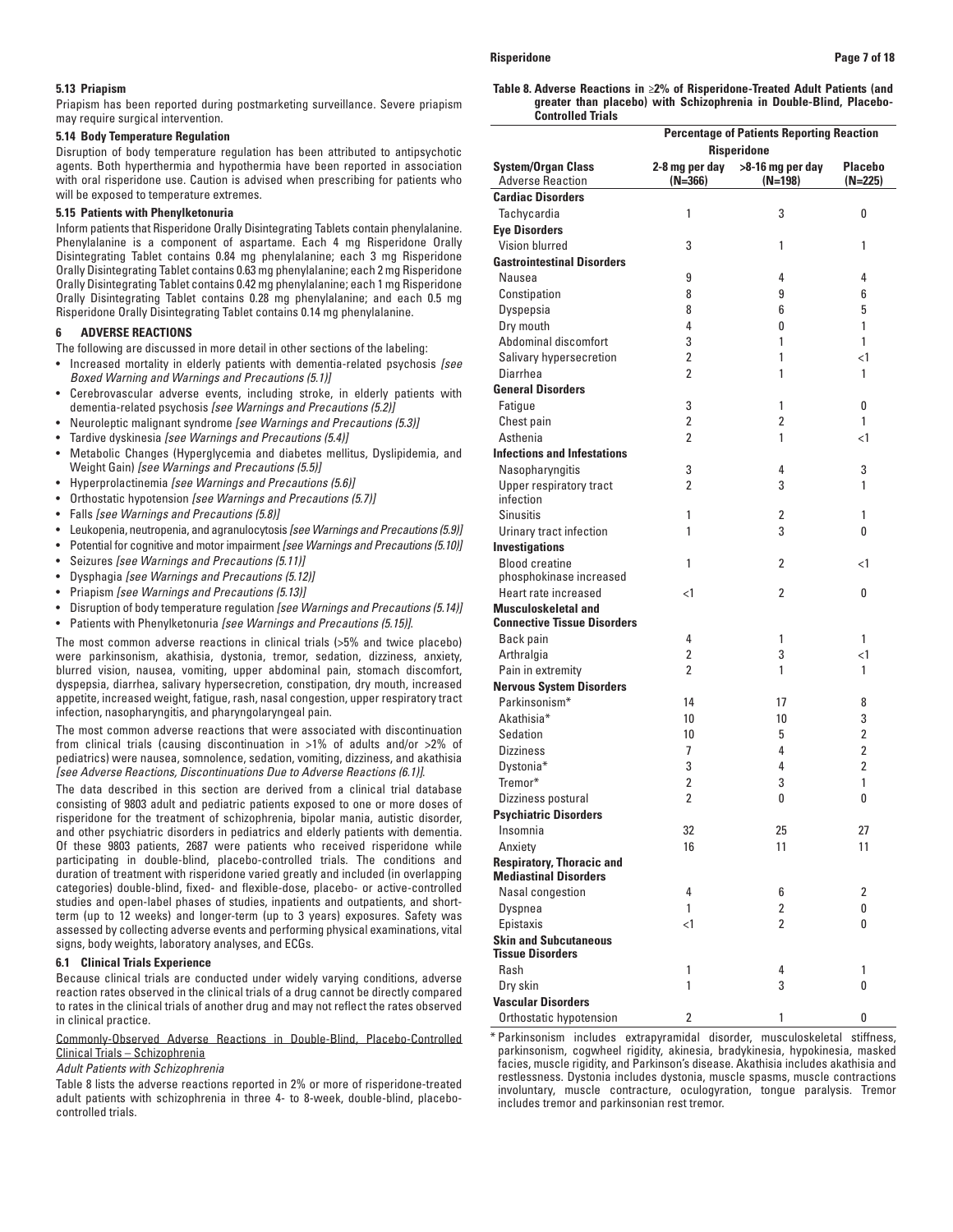### 5.13 Priapism

Priapism has been reported during postmarketing surveillance. Severe priapism may require surgical intervention.

### 5.14 Body Temperature Regulation

Disruption of body temperature regulation has been attributed to antipsychotic agents. Both hyperthermia and hypothermia have been reported in association with oral risperidone use. Caution is advised when prescribing for patients who will be exposed to temperature extremes.

### 5.15 Patients with Phenylketonuria

Inform patients that Risperidone Orally Disintegrating Tablets contain phenylalanine. Phenylalanine is a component of aspartame. Each 4 mg Risperidone Orally Disintegrating Tablet contains 0.84 mg phenylalanine; each 3 mg Risperidone Orally Disintegrating Tablet contains 0.63 mg phenylalanine; each 2 mg Risperidone Orally Disintegrating Tablet contains 0.42 mg phenylalanine; each 1 mg Risperidone Orally Disintegrating Tablet contains 0.28 mg phenylalanine; and each 0.5 mg Risperidone Orally Disintegrating Tablet contains 0.14 mg phenylalanine.

## 6 ADVERSE REACTIONS

The following are discussed in more detail in other sections of the labeling:

- Increased mortality in elderly patients with dementia-related psychosis *[see Boxed Warning and Warnings and Precautions (5.1)]*
- Cerebrovascular adverse events, including stroke, in elderly patients with dementia-related psychosis *[see Warnings and Precautions (5.2)]*
- Neuroleptic malignant syndrome *[see Warnings and Precautions (5.3)]*
- Tardive dyskinesia *[see Warnings and Precautions (5.4)]*
- Metabolic Changes (Hyperglycemia and diabetes mellitus, Dyslipidemia, and Weight Gain) *[see Warnings and Precautions (5.5)]*
- Hyperprolactinemia *[see Warnings and Precautions (5.6)]*
- Orthostatic hypotension *[see Warnings and Precautions (5.7)]*
- Falls *[see Warnings and Precautions (5.8)]*
- Leukopenia, neutropenia, and agranulocytosis *[see Warnings and Precautions (5.9)]*
- Potential for cognitive and motor impairment *[see Warnings and Precautions (5.10)]*
- Seizures *[see Warnings and Precautions (5.11)]*
- Dysphagia *[see Warnings and Precautions (5.12)]*
- Priapism *[see Warnings and Precautions (5.13)]*
- Disruption of body temperature regulation *[see Warnings and Precautions (5.14)]*
- Patients with Phenylketonuria *[see Warnings and Precautions (5.15)]*.

The most common adverse reactions in clinical trials (>5% and twice placebo) were parkinsonism, akathisia, dystonia, tremor, sedation, dizziness, anxiety, blurred vision, nausea, vomiting, upper abdominal pain, stomach discomfort, dyspepsia, diarrhea, salivary hypersecretion, constipation, dry mouth, increased appetite, increased weight, fatigue, rash, nasal congestion, upper respiratory tract infection, nasopharyngitis, and pharyngolaryngeal pain.

The most common adverse reactions that were associated with discontinuation from clinical trials (causing discontinuation in >1% of adults and/or >2% of pediatrics) were nausea, somnolence, sedation, vomiting, dizziness, and akathisia *[see Adverse Reactions, Discontinuations Due to Adverse Reactions (6.1)]*.

The data described in this section are derived from a clinical trial database consisting of 9803 adult and pediatric patients exposed to one or more doses of risperidone for the treatment of schizophrenia, bipolar mania, autistic disorder, and other psychiatric disorders in pediatrics and elderly patients with dementia. Of these 9803 patients, 2687 were patients who received risperidone while participating in double-blind, placebo-controlled trials. The conditions and duration of treatment with risperidone varied greatly and included (in overlapping categories) double-blind, fixed- and flexible-dose, placebo- or active-controlled studies and open-label phases of studies, inpatients and outpatients, and short-term (up to 12 weeks) and longer-term (up to 3 years) exposures. Safety was assessed by collecting adverse events and performing physical examinations, vital signs, body weights, laboratory analyses, and ECGs.

### 6.1 Clinical Trials Experience

Because clinical trials are conducted under widely varying conditions, adverse reaction rates observed in the clinical trials of a drug cannot be directly compared to rates in the clinical trials of another drug and may not reflect the rates observed in clinical practice.

Commonly-Observed Adverse Reactions in Double-Blind, Placebo-Controlled Clinical Trials – Schizophrenia

*Adult Patients with Schizophrenia*

Table 8 lists the adverse reactions reported in 2% or more of risperidone-treated adult patients with schizophrenia in three 4- to 8-week, double-blind, placebo-controlled trials.

**Table 8. Adverse Reactions in ≥2% of Risperidone-Treated Adult Patients (and greater than placebo) with Schizophrenia in Double-Blind, Placebo-Controlled Trials**

| | Percentage of Patients Reporting Reaction | | |
|---|---|---|---|
| | Risperidone | | |
| System/Organ Class<br>Adverse Reaction | 2-8 mg per day (N=366) | >8-16 mg per day (N=198) | Placebo (N=225) |
| **Cardiac Disorders** | | | |
| Tachycardia | 1 | 3 | 0 |
| **Eye Disorders** | | | |
| Vision blurred | 3 | 1 | 1 |
| **Gastrointestinal Disorders** | | | |
| Nausea | 9 | 4 | 4 |
| Constipation | 8 | 9 | 6 |
| Dyspepsia | 8 | 6 | 5 |
| Dry mouth | 4 | 0 | 1 |
| Abdominal discomfort | 3 | 1 | 1 |
| Salivary hypersecretion | 2 | 1 | <1 |
| Diarrhea | 2 | 1 | 1 |
| **General Disorders** | | | |
| Fatigue | 3 | 1 | 0 |
| Chest pain | 2 | 2 | 1 |
| Asthenia | 2 | 1 | <1 |
| **Infections and Infestations** | | | |
| Nasopharyngitis | 3 | 4 | 3 |
| Upper respiratory tract infection | 2 | 3 | 1 |
| Sinusitis | 1 | 2 | 1 |
| Urinary tract infection | 1 | 3 | 0 |
| **Investigations** | | | |
| Blood creatine phosphokinase increased | 1 | 2 | <1 |
| Heart rate increased | <1 | 2 | 0 |
| **Musculoskeletal and Connective Tissue Disorders** | | | |
| Back pain | 4 | 1 | 1 |
| Arthralgia | 2 | 3 | <1 |
| Pain in extremity | 2 | 1 | 1 |
| **Nervous System Disorders** | | | |
| Parkinsonism* | 14 | 17 | 8 |
| Akathisia* | 10 | 10 | 3 |
| Sedation | 10 | 5 | 2 |
| Dizziness | 7 | 4 | 2 |
| Dystonia* | 3 | 4 | 2 |
| Tremor* | 2 | 3 | 1 |
| Dizziness postural | 2 | 0 | 0 |
| **Psychiatric Disorders** | | | |
| Insomnia | 32 | 25 | 27 |
| Anxiety | 16 | 11 | 11 |
| **Respiratory, Thoracic and Mediastinal Disorders** | | | |
| Nasal congestion | 4 | 6 | 2 |
| Dyspnea | 1 | 2 | 0 |
| Epistaxis | <1 | 2 | 0 |
| **Skin and Subcutaneous Tissue Disorders** | | | |
| Rash | 1 | 4 | 1 |
| Dry skin | 1 | 3 | 0 |
| **Vascular Disorders** | | | |
| Orthostatic hypotension | 2 | 1 | 0 |

\* Parkinsonism includes extrapyramidal disorder, musculoskeletal stiffness, parkinsonism, cogwheel rigidity, akinesia, bradykinesia, hypokinesia, masked facies, muscle rigidity, and Parkinson's disease. Akathisia includes akathisia and restlessness. Dystonia includes dystonia, muscle spasms, muscle contractions involuntary, muscle contracture, oculogyration, tongue paralysis. Tremor includes tremor and parkinsonian rest tremor.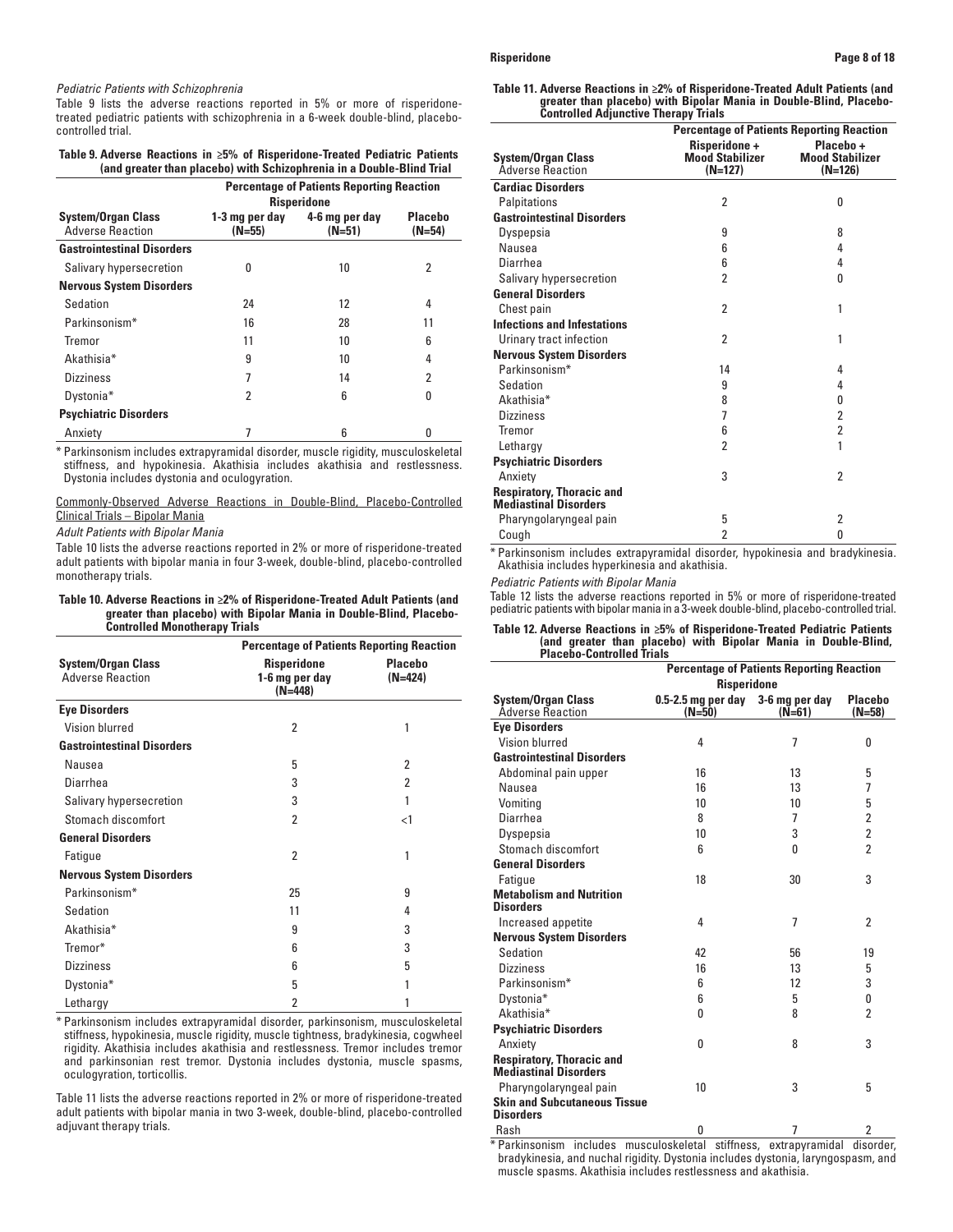*Pediatric Patients with Schizophrenia*

Table 9 lists the adverse reactions reported in 5% or more of risperidone-treated pediatric patients with schizophrenia in a 6-week double-blind, placebo-controlled trial.

**Table 9. Adverse Reactions in ≥5% of Risperidone-Treated Pediatric Patients (and greater than placebo) with Schizophrenia in a Double-Blind Trial**

| | Percentage of Patients Reporting Reaction | | |
|---|---|---|---|
| | Risperidone | | |
| System/Organ Class<br>Adverse Reaction | 1-3 mg per day (N=55) | 4-6 mg per day (N=51) | Placebo (N=54) |
| **Gastrointestinal Disorders** | | | |
| Salivary hypersecretion | 0 | 10 | 2 |
| **Nervous System Disorders** | | | |
| Sedation | 24 | 12 | 4 |
| Parkinsonism* | 16 | 28 | 11 |
| Tremor | 11 | 10 | 6 |
| Akathisia* | 9 | 10 | 4 |
| Dizziness | 7 | 14 | 2 |
| Dystonia* | 2 | 6 | 0 |
| **Psychiatric Disorders** | | | |
| Anxiety | 7 | 6 | 0 |

\* Parkinsonism includes extrapyramidal disorder, muscle rigidity, musculoskeletal stiffness, and hypokinesia. Akathisia includes akathisia and restlessness. Dystonia includes dystonia and oculogyration.

Commonly-Observed Adverse Reactions in Double-Blind, Placebo-Controlled Clinical Trials – Bipolar Mania

*Adult Patients with Bipolar Mania*

Table 10 lists the adverse reactions reported in 2% or more of risperidone-treated adult patients with bipolar mania in four 3-week, double-blind, placebo-controlled monotherapy trials.

**Table 10. Adverse Reactions in ≥2% of Risperidone-Treated Adult Patients (and greater than placebo) with Bipolar Mania in Double-Blind, Placebo-Controlled Monotherapy Trials**

| | Percentage of Patients Reporting Reaction | |
|---|---|---|
| System/Organ Class<br>Adverse Reaction | Risperidone 1-6 mg per day (N=448) | Placebo (N=424) |
| **Eye Disorders** | | |
| Vision blurred | 2 | 1 |
| **Gastrointestinal Disorders** | | |
| Nausea | 5 | 2 |
| Diarrhea | 3 | 2 |
| Salivary hypersecretion | 3 | 1 |
| Stomach discomfort | 2 | <1 |
| **General Disorders** | | |
| Fatigue | 2 | 1 |
| **Nervous System Disorders** | | |
| Parkinsonism* | 25 | 9 |
| Sedation | 11 | 4 |
| Akathisia* | 9 | 3 |
| Tremor* | 6 | 3 |
| Dizziness | 6 | 5 |
| Dystonia* | 5 | 1 |
| Lethargy | 2 | 1 |

\* Parkinsonism includes extrapyramidal disorder, parkinsonism, musculoskeletal stiffness, hypokinesia, muscle rigidity, muscle tightness, bradykinesia, cogwheel rigidity. Akathisia includes akathisia and restlessness. Tremor includes tremor and parkinsonian rest tremor. Dystonia includes dystonia, muscle spasms, oculogyration, torticollis.

Table 11 lists the adverse reactions reported in 2% or more of risperidone-treated adult patients with bipolar mania in two 3-week, double-blind, placebo-controlled adjuvant therapy trials.

**Table 11. Adverse Reactions in ≥2% of Risperidone-Treated Adult Patients (and greater than placebo) with Bipolar Mania in Double-Blind, Placebo-Controlled Adjunctive Therapy Trials**

| | Percentage of Patients Reporting Reaction | |
|---|---|---|
| System/Organ Class<br>Adverse Reaction | Risperidone + Mood Stabilizer (N=127) | Placebo + Mood Stabilizer (N=126) |
| **Cardiac Disorders** | | |
| Palpitations | 2 | 0 |
| **Gastrointestinal Disorders** | | |
| Dyspepsia | 9 | 8 |
| Nausea | 6 | 4 |
| Diarrhea | 6 | 4 |
| Salivary hypersecretion | 2 | 0 |
| **General Disorders** | | |
| Chest pain | 2 | 1 |
| **Infections and Infestations** | | |
| Urinary tract infection | 2 | 1 |
| **Nervous System Disorders** | | |
| Parkinsonism* | 14 | 4 |
| Sedation | 9 | 4 |
| Akathisia* | 8 | 0 |
| Dizziness | 7 | 2 |
| Tremor | 6 | 2 |
| Lethargy | 2 | 1 |
| **Psychiatric Disorders** | | |
| Anxiety | 3 | 2 |
| **Respiratory, Thoracic and Mediastinal Disorders** | | |
| Pharyngolaryngeal pain | 5 | 2 |
| Cough | 2 | 0 |

\* Parkinsonism includes extrapyramidal disorder, hypokinesia and bradykinesia. Akathisia includes hyperkinesia and akathisia.

*Pediatric Patients with Bipolar Mania*

Table 12 lists the adverse reactions reported in 5% or more of risperidone-treated pediatric patients with bipolar mania in a 3-week double-blind, placebo-controlled trial.

**Table 12. Adverse Reactions in ≥5% of Risperidone-Treated Pediatric Patients (and greater than placebo) with Bipolar Mania in Double-Blind, Placebo-Controlled Trials**

| | Percentage of Patients Reporting Reaction | | |
|---|---|---|---|
| | Risperidone | | |
| System/Organ Class<br>Adverse Reaction | 0.5-2.5 mg per day (N=50) | 3-6 mg per day (N=61) | Placebo (N=58) |
| **Eye Disorders** | | | |
| Vision blurred | 4 | 7 | 0 |
| **Gastrointestinal Disorders** | | | |
| Abdominal pain upper | 16 | 13 | 5 |
| Nausea | 16 | 13 | 7 |
| Vomiting | 10 | 10 | 5 |
| Diarrhea | 8 | 7 | 2 |
| Dyspepsia | 10 | 3 | 2 |
| Stomach discomfort | 6 | 0 | 2 |
| **General Disorders** | | | |
| Fatigue | 18 | 30 | 3 |
| **Metabolism and Nutrition Disorders** | | | |
| Increased appetite | 4 | 7 | 2 |
| **Nervous System Disorders** | | | |
| Sedation | 42 | 56 | 19 |
| Dizziness | 16 | 13 | 5 |
| Parkinsonism* | 6 | 12 | 3 |
| Dystonia* | 6 | 5 | 0 |
| Akathisia* | 0 | 8 | 2 |
| **Psychiatric Disorders** | | | |
| Anxiety | 0 | 8 | 3 |
| **Respiratory, Thoracic and Mediastinal Disorders** | | | |
| Pharyngolaryngeal pain | 10 | 3 | 5 |
| **Skin and Subcutaneous Tissue Disorders** | | | |
| Rash | 0 | 7 | 2 |

\* Parkinsonism includes musculoskeletal stiffness, extrapyramidal disorder, bradykinesia, and nuchal rigidity. Dystonia includes dystonia, laryngospasm, and muscle spasms. Akathisia includes restlessness and akathisia.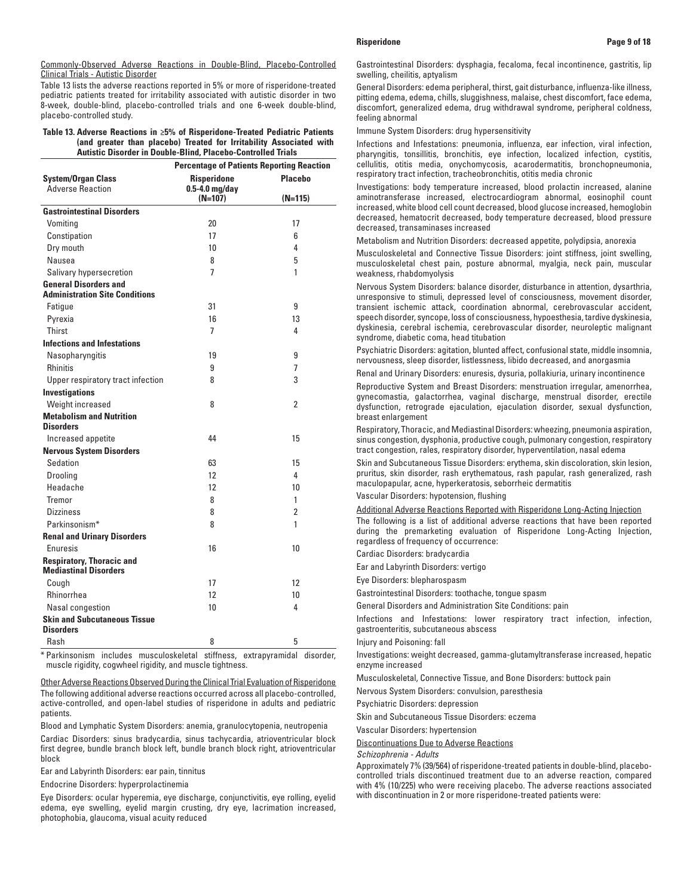Commonly-Observed Adverse Reactions in Double-Blind, Placebo-Controlled Clinical Trials - Autistic Disorder

Table 13 lists the adverse reactions reported in 5% or more of risperidone-treated pediatric patients treated for irritability associated with autistic disorder in two 8-week, double-blind, placebo-controlled trials and one 6-week double-blind, placebo-controlled study.

**Table 13. Adverse Reactions in ≥5% of Risperidone-Treated Pediatric Patients (and greater than placebo) Treated for Irritability Associated with Autistic Disorder in Double-Blind, Placebo-Controlled Trials**

| System/Organ Class | Percentage of Patients Reporting Reaction | |
|---|---|---|
| Adverse Reaction | Risperidone 0.5-4.0 mg/day (N=107) | Placebo (N=115) |
| **Gastrointestinal Disorders** | | |
| Vomiting | 20 | 17 |
| Constipation | 17 | 6 |
| Dry mouth | 10 | 4 |
| Nausea | 8 | 5 |
| Salivary hypersecretion | 7 | 1 |
| **General Disorders and Administration Site Conditions** | | |
| Fatigue | 31 | 9 |
| Pyrexia | 16 | 13 |
| Thirst | 7 | 4 |
| **Infections and Infestations** | | |
| Nasopharyngitis | 19 | 9 |
| Rhinitis | 9 | 7 |
| Upper respiratory tract infection | 8 | 3 |
| **Investigations** | | |
| Weight increased | 8 | 2 |
| **Metabolism and Nutrition Disorders** | | |
| Increased appetite | 44 | 15 |
| **Nervous System Disorders** | | |
| Sedation | 63 | 15 |
| Drooling | 12 | 4 |
| Headache | 12 | 10 |
| Tremor | 8 | 1 |
| Dizziness | 8 | 2 |
| Parkinsonism* | 8 | 1 |
| **Renal and Urinary Disorders** | | |
| Enuresis | 16 | 10 |
| **Respiratory, Thoracic and Mediastinal Disorders** | | |
| Cough | 17 | 12 |
| Rhinorrhea | 12 | 10 |
| Nasal congestion | 10 | 4 |
| **Skin and Subcutaneous Tissue Disorders** | | |
| Rash | 8 | 5 |

* Parkinsonism includes musculoskeletal stiffness, extrapyramidal disorder, muscle rigidity, cogwheel rigidity, and muscle tightness.

Other Adverse Reactions Observed During the Clinical Trial Evaluation of Risperidone

The following additional adverse reactions occurred across all placebo-controlled, active-controlled, and open-label studies of risperidone in adults and pediatric patients.

Blood and Lymphatic System Disorders: anemia, granulocytopenia, neutropenia

Cardiac Disorders: sinus bradycardia, sinus tachycardia, atrioventricular block first degree, bundle branch block left, bundle branch block right, atrioventricular block

Ear and Labyrinth Disorders: ear pain, tinnitus

Endocrine Disorders: hyperprolactinemia

Eye Disorders: ocular hyperemia, eye discharge, conjunctivitis, eye rolling, eyelid edema, eye swelling, eyelid margin crusting, dry eye, lacrimation increased, photophobia, glaucoma, visual acuity reduced

Gastrointestinal Disorders: dysphagia, fecaloma, fecal incontinence, gastritis, lip swelling, cheilitis, aptyalism

General Disorders: edema peripheral, thirst, gait disturbance, influenza-like illness, pitting edema, edema, chills, sluggishness, malaise, chest discomfort, face edema, discomfort, generalized edema, drug withdrawal syndrome, peripheral coldness, feeling abnormal

Immune System Disorders: drug hypersensitivity

Infections and Infestations: pneumonia, influenza, ear infection, viral infection, pharyngitis, tonsillitis, bronchitis, eye infection, localized infection, cystitis, cellulitis, otitis media, onychomycosis, acarodermatitis, bronchopneumonia, respiratory tract infection, tracheobronchitis, otitis media chronic

Investigations: body temperature increased, blood prolactin increased, alanine aminotransferase increased, electrocardiogram abnormal, eosinophil count increased, white blood cell count decreased, blood glucose increased, hemoglobin decreased, hematocrit decreased, body temperature decreased, blood pressure decreased, transaminases increased

Metabolism and Nutrition Disorders: decreased appetite, polydipsia, anorexia

Musculoskeletal and Connective Tissue Disorders: joint stiffness, joint swelling, musculoskeletal chest pain, posture abnormal, myalgia, neck pain, muscular weakness, rhabdomyolysis

Nervous System Disorders: balance disorder, disturbance in attention, dysarthria, unresponsive to stimuli, depressed level of consciousness, movement disorder, transient ischemic attack, coordination abnormal, cerebrovascular accident, speech disorder, syncope, loss of consciousness, hypoesthesia, tardive dyskinesia, dyskinesia, cerebral ischemia, cerebrovascular disorder, neuroleptic malignant syndrome, diabetic coma, head titubation

Psychiatric Disorders: agitation, blunted affect, confusional state, middle insomnia, nervousness, sleep disorder, listlessness, libido decreased, and anorgasmia

Renal and Urinary Disorders: enuresis, dysuria, pollakiuria, urinary incontinence

Reproductive System and Breast Disorders: menstruation irregular, amenorrhea, gynecomastia, galactorrhea, vaginal discharge, menstrual disorder, erectile dysfunction, retrograde ejaculation, ejaculation disorder, sexual dysfunction, breast enlargement

Respiratory, Thoracic, and Mediastinal Disorders: wheezing, pneumonia aspiration, sinus congestion, dysphonia, productive cough, pulmonary congestion, respiratory tract congestion, rales, respiratory disorder, hyperventilation, nasal edema

Skin and Subcutaneous Tissue Disorders: erythema, skin discoloration, skin lesion, pruritus, skin disorder, rash erythematous, rash papular, rash generalized, rash maculopapular, acne, hyperkeratosis, seborrheic dermatitis

Vascular Disorders: hypotension, flushing

Additional Adverse Reactions Reported with Risperidone Long-Acting Injection

The following is a list of additional adverse reactions that have been reported during the premarketing evaluation of Risperidone Long-Acting Injection, regardless of frequency of occurrence:

Cardiac Disorders: bradycardia

Ear and Labyrinth Disorders: vertigo

Eye Disorders: blepharospasm

Gastrointestinal Disorders: toothache, tongue spasm

General Disorders and Administration Site Conditions: pain

Infections and Infestations: lower respiratory tract infection, infection, gastroenteritis, subcutaneous abscess

Injury and Poisoning: fall

Investigations: weight decreased, gamma-glutamyltransferase increased, hepatic enzyme increased

Musculoskeletal, Connective Tissue, and Bone Disorders: buttock pain

Nervous System Disorders: convulsion, paresthesia

Psychiatric Disorders: depression

Skin and Subcutaneous Tissue Disorders: eczema

Vascular Disorders: hypertension

Discontinuations Due to Adverse Reactions

*Schizophrenia - Adults*

Approximately 7% (39/564) of risperidone-treated patients in double-blind, placebo-controlled trials discontinued treatment due to an adverse reaction, compared with 4% (10/225) who were receiving placebo. The adverse reactions associated with discontinuation in 2 or more risperidone-treated patients were: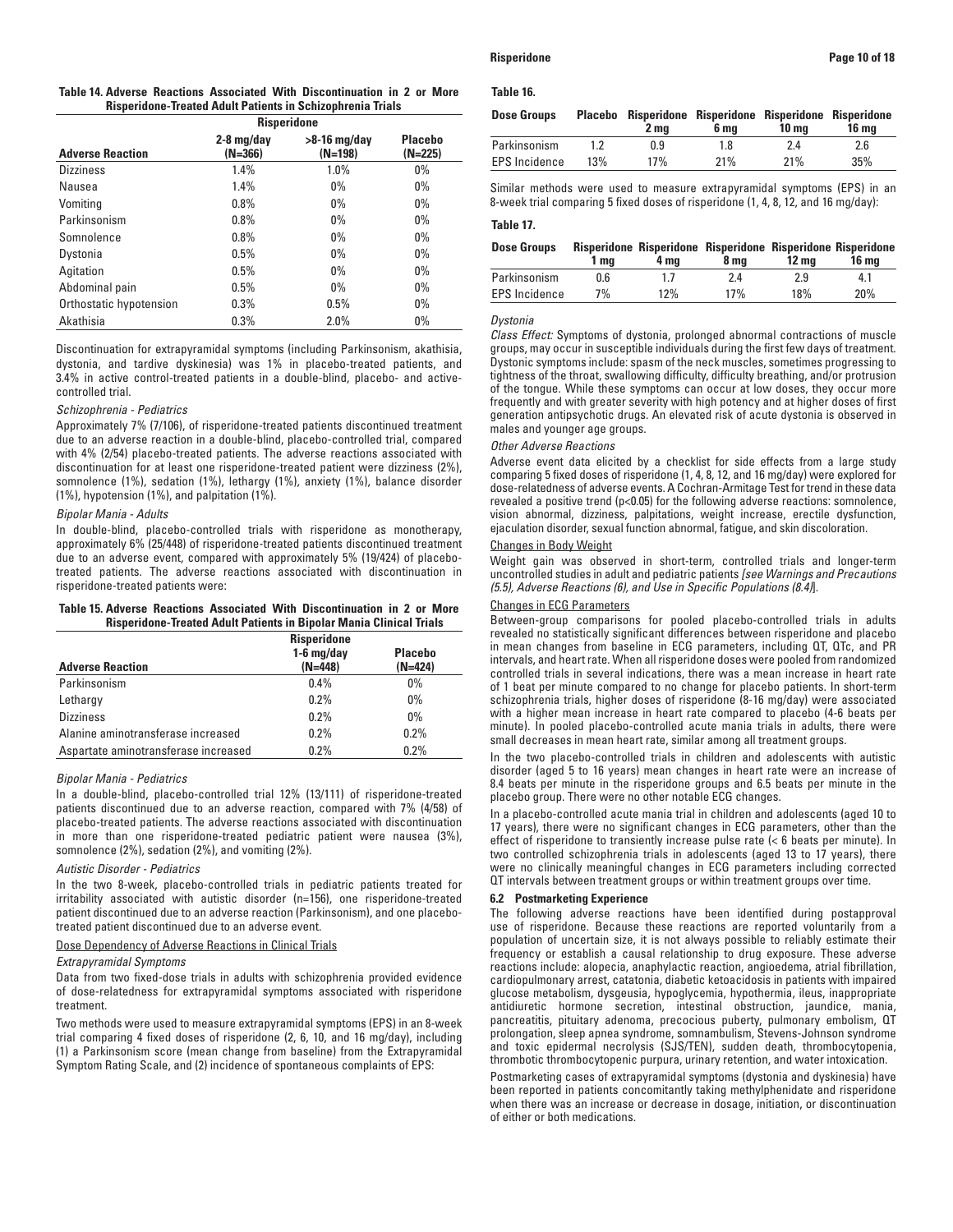**Table 14. Adverse Reactions Associated With Discontinuation in 2 or More Risperidone-Treated Adult Patients in Schizophrenia Trials**

| | Risperidone | | |
|---|---|---|---|
| **Adverse Reaction** | **2-8 mg/day (N=366)** | **>8-16 mg/day (N=198)** | **Placebo (N=225)** |
| Dizziness | 1.4% | 1.0% | 0% |
| Nausea | 1.4% | 0% | 0% |
| Vomiting | 0.8% | 0% | 0% |
| Parkinsonism | 0.8% | 0% | 0% |
| Somnolence | 0.8% | 0% | 0% |
| Dystonia | 0.5% | 0% | 0% |
| Agitation | 0.5% | 0% | 0% |
| Abdominal pain | 0.5% | 0% | 0% |
| Orthostatic hypotension | 0.3% | 0.5% | 0% |
| Akathisia | 0.3% | 2.0% | 0% |

Discontinuation for extrapyramidal symptoms (including Parkinsonism, akathisia, dystonia, and tardive dyskinesia) was 1% in placebo-treated patients, and 3.4% in active control-treated patients in a double-blind, placebo- and active-controlled trial.

*Schizophrenia - Pediatrics*

Approximately 7% (7/106), of risperidone-treated patients discontinued treatment due to an adverse reaction in a double-blind, placebo-controlled trial, compared with 4% (2/54) placebo-treated patients. The adverse reactions associated with discontinuation for at least one risperidone-treated patient were dizziness (2%), somnolence (1%), sedation (1%), lethargy (1%), anxiety (1%), balance disorder (1%), hypotension (1%), and palpitation (1%).

*Bipolar Mania - Adults*

In double-blind, placebo-controlled trials with risperidone as monotherapy, approximately 6% (25/448) of risperidone-treated patients discontinued treatment due to an adverse event, compared with approximately 5% (19/424) of placebo-treated patients. The adverse reactions associated with discontinuation in risperidone-treated patients were:

**Table 15. Adverse Reactions Associated With Discontinuation in 2 or More Risperidone-Treated Adult Patients in Bipolar Mania Clinical Trials**

| **Adverse Reaction** | **Risperidone 1-6 mg/day (N=448)** | **Placebo (N=424)** |
|---|---|---|
| Parkinsonism | 0.4% | 0% |
| Lethargy | 0.2% | 0% |
| Dizziness | 0.2% | 0% |
| Alanine aminotransferase increased | 0.2% | 0.2% |
| Aspartate aminotransferase increased | 0.2% | 0.2% |

*Bipolar Mania - Pediatrics*

In a double-blind, placebo-controlled trial 12% (13/111) of risperidone-treated patients discontinued due to an adverse reaction, compared with 7% (4/58) of placebo-treated patients. The adverse reactions associated with discontinuation in more than one risperidone-treated pediatric patient were nausea (3%), somnolence (2%), sedation (2%), and vomiting (2%).

*Autistic Disorder - Pediatrics*

In the two 8-week, placebo-controlled trials in pediatric patients treated for irritability associated with autistic disorder (n=156), one risperidone-treated patient discontinued due to an adverse reaction (Parkinsonism), and one placebo-treated patient discontinued due to an adverse event.

Dose Dependency of Adverse Reactions in Clinical Trials

*Extrapyramidal Symptoms*

Data from two fixed-dose trials in adults with schizophrenia provided evidence of dose-relatedness for extrapyramidal symptoms associated with risperidone treatment.

Two methods were used to measure extrapyramidal symptoms (EPS) in an 8-week trial comparing 4 fixed doses of risperidone (2, 6, 10, and 16 mg/day), including (1) a Parkinsonism score (mean change from baseline) from the Extrapyramidal Symptom Rating Scale, and (2) incidence of spontaneous complaints of EPS:

**Table 16.**

| **Dose Groups** | **Placebo** | **Risperidone 2 mg** | **Risperidone 6 mg** | **Risperidone 10 mg** | **Risperidone 16 mg** |
|---|---|---|---|---|---|
| Parkinsonism | 1.2 | 0.9 | 1.8 | 2.4 | 2.6 |
| EPS Incidence | 13% | 17% | 21% | 21% | 35% |

Similar methods were used to measure extrapyramidal symptoms (EPS) in an 8-week trial comparing 5 fixed doses of risperidone (1, 4, 8, 12, and 16 mg/day):

**Table 17.**

| **Dose Groups** | **Risperidone 1 mg** | **Risperidone 4 mg** | **Risperidone 8 mg** | **Risperidone 12 mg** | **Risperidone 16 mg** |
|---|---|---|---|---|---|
| Parkinsonism | 0.6 | 1.7 | 2.4 | 2.9 | 4.1 |
| EPS Incidence | 7% | 12% | 17% | 18% | 20% |

*Dystonia*

*Class Effect:* Symptoms of dystonia, prolonged abnormal contractions of muscle groups, may occur in susceptible individuals during the first few days of treatment. Dystonic symptoms include: spasm of the neck muscles, sometimes progressing to tightness of the throat, swallowing difficulty, difficulty breathing, and/or protrusion of the tongue. While these symptoms can occur at low doses, they occur more frequently and with greater severity with high potency and at higher doses of first generation antipsychotic drugs. An elevated risk of acute dystonia is observed in males and younger age groups.

*Other Adverse Reactions*

Adverse event data elicited by a checklist for side effects from a large study comparing 5 fixed doses of risperidone (1, 4, 8, 12, and 16 mg/day) were explored for dose-relatedness of adverse events. A Cochran-Armitage Test for trend in these data revealed a positive trend ($p<0.05$) for the following adverse reactions: somnolence, vision abnormal, dizziness, palpitations, weight increase, erectile dysfunction, ejaculation disorder, sexual function abnormal, fatigue, and skin discoloration.

Changes in Body Weight

Weight gain was observed in short-term, controlled trials and longer-term uncontrolled studies in adult and pediatric patients *[see Warnings and Precautions (5.5), Adverse Reactions (6), and Use in Specific Populations (8.4)]*.

Changes in ECG Parameters

Between-group comparisons for pooled placebo-controlled trials in adults revealed no statistically significant differences between risperidone and placebo in mean changes from baseline in ECG parameters, including QT, QTc, and PR intervals, and heart rate. When all risperidone doses were pooled from randomized controlled trials in several indications, there was a mean increase in heart rate of 1 beat per minute compared to no change for placebo patients. In short-term schizophrenia trials, higher doses of risperidone (8-16 mg/day) were associated with a higher mean increase in heart rate compared to placebo (4-6 beats per minute). In pooled placebo-controlled acute mania trials in adults, there were small decreases in mean heart rate, similar among all treatment groups.

In the two placebo-controlled trials in children and adolescents with autistic disorder (aged 5 to 16 years) mean changes in heart rate were an increase of 8.4 beats per minute in the risperidone groups and 6.5 beats per minute in the placebo group. There were no other notable ECG changes.

In a placebo-controlled acute mania trial in children and adolescents (aged 10 to 17 years), there were no significant changes in ECG parameters, other than the effect of risperidone to transiently increase pulse rate (< 6 beats per minute). In two controlled schizophrenia trials in adolescents (aged 13 to 17 years), there were no clinically meaningful changes in ECG parameters including corrected QT intervals between treatment groups or within treatment groups over time.

### 6.2 Postmarketing Experience

The following adverse reactions have been identified during postapproval use of risperidone. Because these reactions are reported voluntarily from a population of uncertain size, it is not always possible to reliably estimate their frequency or establish a causal relationship to drug exposure. These adverse reactions include: alopecia, anaphylactic reaction, angioedema, atrial fibrillation, cardiopulmonary arrest, catatonia, diabetic ketoacidosis in patients with impaired glucose metabolism, dysgeusia, hypoglycemia, hypothermia, ileus, inappropriate antidiuretic hormone secretion, intestinal obstruction, jaundice, mania, pancreatitis, pituitary adenoma, precocious puberty, pulmonary embolism, QT prolongation, sleep apnea syndrome, somnambulism, Stevens-Johnson syndrome and toxic epidermal necrolysis (SJS/TEN), sudden death, thrombocytopenia, thrombotic thrombocytopenic purpura, urinary retention, and water intoxication.

Postmarketing cases of extrapyramidal symptoms (dystonia and dyskinesia) have been reported in patients concomitantly taking methylphenidate and risperidone when there was an increase or decrease in dosage, initiation, or discontinuation of either or both medications.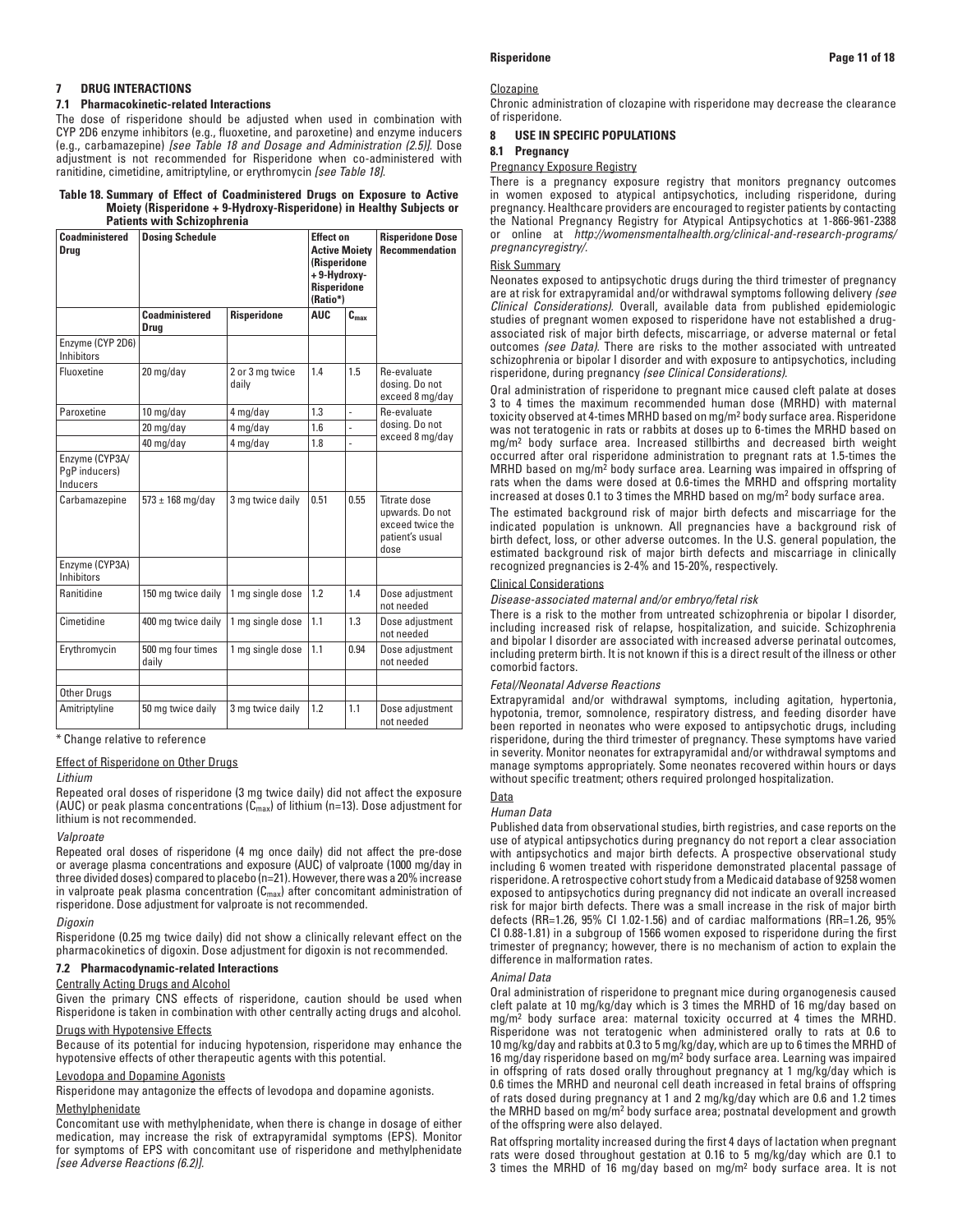## 7 DRUG INTERACTIONS

### 7.1 Pharmacokinetic-related Interactions

The dose of risperidone should be adjusted when used in combination with CYP 2D6 enzyme inhibitors (e.g., fluoxetine, and paroxetine) and enzyme inducers (e.g., carbamazepine) *[see Table 18 and Dosage and Administration (2.5)]*. Dose adjustment is not recommended for Risperidone when co-administered with ranitidine, cimetidine, amitriptyline, or erythromycin *[see Table 18]*.

**Table 18. Summary of Effect of Coadministered Drugs on Exposure to Active Moiety (Risperidone + 9-Hydroxy-Risperidone) in Healthy Subjects or Patients with Schizophrenia**

| Coadministered Drug | Dosing Schedule | | Effect on Active Moiety (Risperidone + 9-Hydroxy-Risperidone (Ratio*) | | Risperidone Dose Recommendation |
|---|---|---|---|---|---|
| | Coadministered Drug | Risperidone | AUC | $C_{max}$ | |
| Enzyme (CYP 2D6) Inhibitors | | | | | |
| Fluoxetine | 20 mg/day | 2 or 3 mg twice daily | 1.4 | 1.5 | Re-evaluate dosing. Do not exceed 8 mg/day |
| Paroxetine | 10 mg/day | 4 mg/day | 1.3 | - | Re-evaluate dosing. Do not exceed 8 mg/day |
| | 20 mg/day | 4 mg/day | 1.6 | - | |
| | 40 mg/day | 4 mg/day | 1.8 | - | |
| Enzyme (CYP3A/ PgP inducers) Inducers | | | | | |
| Carbamazepine | 573 ± 168 mg/day | 3 mg twice daily | 0.51 | 0.55 | Titrate dose upwards. Do not exceed twice the patient's usual dose |
| Enzyme (CYP3A) Inhibitors | | | | | |
| Ranitidine | 150 mg twice daily | 1 mg single dose | 1.2 | 1.4 | Dose adjustment not needed |
| Cimetidine | 400 mg twice daily | 1 mg single dose | 1.1 | 1.3 | Dose adjustment not needed |
| Erythromycin | 500 mg four times daily | 1 mg single dose | 1.1 | 0.94 | Dose adjustment not needed |
| | | | | | |
| Other Drugs | | | | | |
| Amitriptyline | 50 mg twice daily | 3 mg twice daily | 1.2 | 1.1 | Dose adjustment not needed |

\* Change relative to reference

#### Effect of Risperidone on Other Drugs

*Lithium*

Repeated oral doses of risperidone (3 mg twice daily) did not affect the exposure (AUC) or peak plasma concentrations ($C_{max}$) of lithium (n=13). Dose adjustment for lithium is not recommended.

*Valproate*

Repeated oral doses of risperidone (4 mg once daily) did not affect the pre-dose or average plasma concentrations and exposure (AUC) of valproate (1000 mg/day in three divided doses) compared to placebo (n=21). However, there was a 20% increase in valproate peak plasma concentration ($C_{max}$) after concomitant administration of risperidone. Dose adjustment for valproate is not recommended.

*Digoxin*

Risperidone (0.25 mg twice daily) did not show a clinically relevant effect on the pharmacokinetics of digoxin. Dose adjustment for digoxin is not recommended.

### 7.2 Pharmacodynamic-related Interactions

#### Centrally Acting Drugs and Alcohol

Given the primary CNS effects of risperidone, caution should be used when Risperidone is taken in combination with other centrally acting drugs and alcohol.

#### Drugs with Hypotensive Effects

Because of its potential for inducing hypotension, risperidone may enhance the hypotensive effects of other therapeutic agents with this potential.

#### Levodopa and Dopamine Agonists

Risperidone may antagonize the effects of levodopa and dopamine agonists.

#### Methylphenidate

Concomitant use with methylphenidate, when there is change in dosage of either medication, may increase the risk of extrapyramidal symptoms (EPS). Monitor for symptoms of EPS with concomitant use of risperidone and methylphenidate *[see Adverse Reactions (6.2)]*.

#### Clozapine

Chronic administration of clozapine with risperidone may decrease the clearance of risperidone.

## 8 USE IN SPECIFIC POPULATIONS

### 8.1 Pregnancy

#### Pregnancy Exposure Registry

There is a pregnancy exposure registry that monitors pregnancy outcomes in women exposed to atypical antipsychotics, including risperidone, during pregnancy. Healthcare providers are encouraged to register patients by contacting the National Pregnancy Registry for Atypical Antipsychotics at 1-866-961-2388 or online at *http://womensmentalhealth.org/clinical-and-research-programs/pregnancyregistry/*.

#### Risk Summary

Neonates exposed to antipsychotic drugs during the third trimester of pregnancy are at risk for extrapyramidal and/or withdrawal symptoms following delivery *(see Clinical Considerations)*. Overall, available data from published epidemiologic studies of pregnant women exposed to risperidone have not established a drug-associated risk of major birth defects, miscarriage, or adverse maternal or fetal outcomes *(see Data)*. There are risks to the mother associated with untreated schizophrenia or bipolar I disorder and with exposure to antipsychotics, including risperidone, during pregnancy *(see Clinical Considerations)*.

Oral administration of risperidone to pregnant mice caused cleft palate at doses 3 to 4 times the maximum recommended human dose (MRHD) with maternal toxicity observed at 4-times MRHD based on mg/m² body surface area. Risperidone was not teratogenic in rats or rabbits at doses up to 6-times the MRHD based on mg/m² body surface area. Increased stillbirths and decreased birth weight occurred after oral risperidone administration to pregnant rats at 1.5-times the MRHD based on mg/m² body surface area. Learning was impaired in offspring of rats when the dams were dosed at 0.6-times the MRHD and offspring mortality increased at doses 0.1 to 3 times the MRHD based on mg/m² body surface area.

The estimated background risk of major birth defects and miscarriage for the indicated population is unknown. All pregnancies have a background risk of birth defect, loss, or other adverse outcomes. In the U.S. general population, the estimated background risk of major birth defects and miscarriage in clinically recognized pregnancies is 2-4% and 15-20%, respectively.

#### Clinical Considerations

*Disease-associated maternal and/or embryo/fetal risk*

There is a risk to the mother from untreated schizophrenia or bipolar I disorder, including increased risk of relapse, hospitalization, and suicide. Schizophrenia and bipolar I disorder are associated with increased adverse perinatal outcomes, including preterm birth. It is not known if this is a direct result of the illness or other comorbid factors.

*Fetal/Neonatal Adverse Reactions*

Extrapyramidal and/or withdrawal symptoms, including agitation, hypertonia, hypotonia, tremor, somnolence, respiratory distress, and feeding disorder have been reported in neonates who were exposed to antipsychotic drugs, including risperidone, during the third trimester of pregnancy. These symptoms have varied in severity. Monitor neonates for extrapyramidal and/or withdrawal symptoms and manage symptoms appropriately. Some neonates recovered within hours or days without specific treatment; others required prolonged hospitalization.

#### Data

*Human Data*

Published data from observational studies, birth registries, and case reports on the use of atypical antipsychotics during pregnancy do not report a clear association with antipsychotics and major birth defects. A prospective observational study including 6 women treated with risperidone demonstrated placental passage of risperidone. A retrospective cohort study from a Medicaid database of 9258 women exposed to antipsychotics during pregnancy did not indicate an overall increased risk for major birth defects. There was a small increase in the risk of major birth defects (RR=1.26, 95% CI 1.02-1.56) and of cardiac malformations (RR=1.26, 95% CI 0.88-1.81) in a subgroup of 1566 women exposed to risperidone during the first trimester of pregnancy; however, there is no mechanism of action to explain the difference in malformation rates.

*Animal Data*

Oral administration of risperidone to pregnant mice during organogenesis caused cleft palate at 10 mg/kg/day which is 3 times the MRHD of 16 mg/day based on mg/m² body surface area: maternal toxicity occurred at 4 times the MRHD. Risperidone was not teratogenic when administered orally to rats at 0.6 to 10 mg/kg/day and rabbits at 0.3 to 5 mg/kg/day, which are up to 6 times the MRHD of 16 mg/day risperidone based on mg/m² body surface area. Learning was impaired in offspring of rats dosed orally throughout pregnancy at 1 mg/kg/day which is 0.6 times the MRHD and neuronal cell death increased in fetal brains of offspring of rats dosed during pregnancy at 1 and 2 mg/kg/day which are 0.6 and 1.2 times the MRHD based on mg/m² body surface area; postnatal development and growth of the offspring were also delayed.

Rat offspring mortality increased during the first 4 days of lactation when pregnant rats were dosed throughout gestation at 0.16 to 5 mg/kg/day which are 0.1 to 3 times the MRHD of 16 mg/day based on mg/m² body surface area. It is not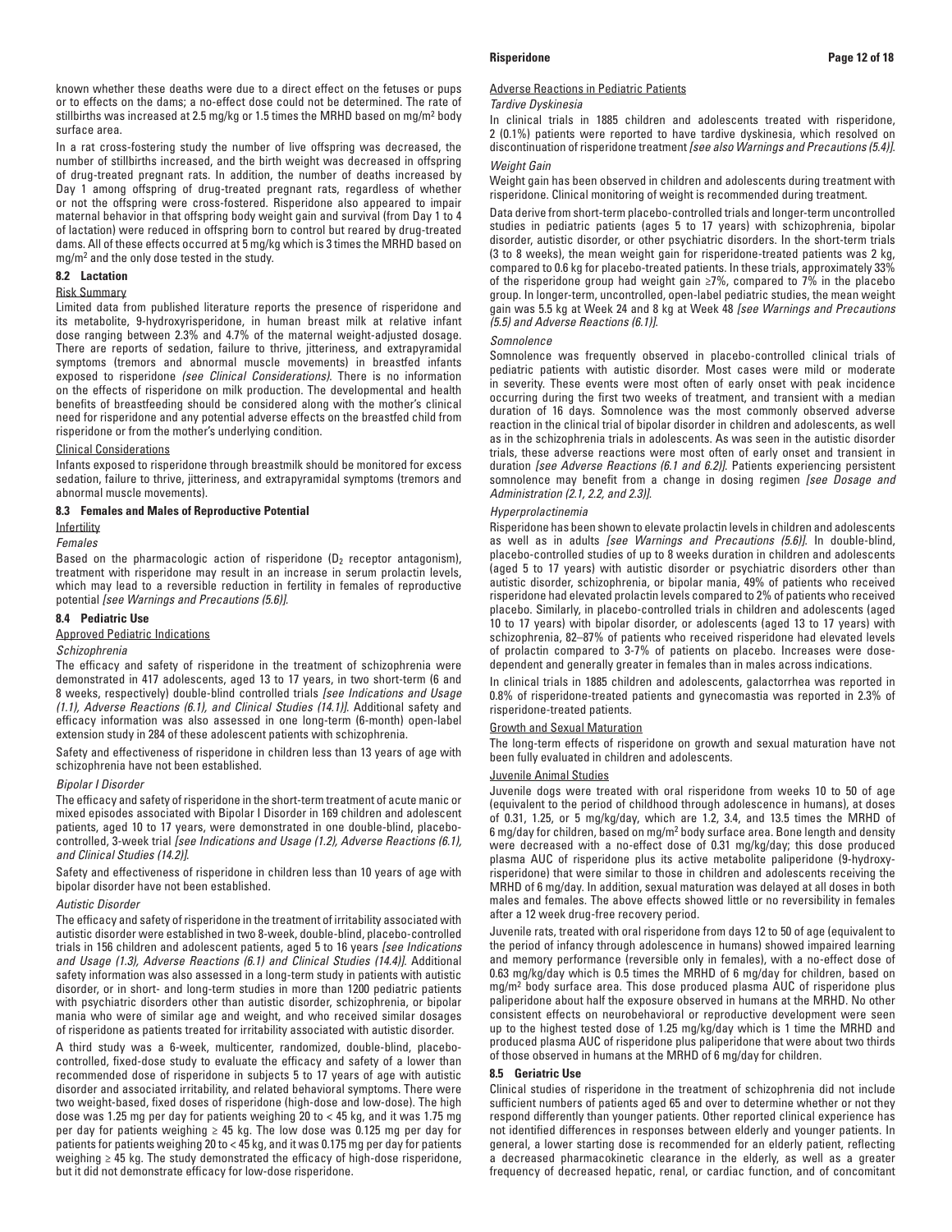known whether these deaths were due to a direct effect on the fetuses or pups or to effects on the dams; a no-effect dose could not be determined. The rate of stillbirths was increased at 2.5 mg/kg or 1.5 times the MRHD based on mg/m$^2$ body surface area.

In a rat cross-fostering study the number of live offspring was decreased, the number of stillbirths increased, and the birth weight was decreased in offspring of drug-treated pregnant rats. In addition, the number of deaths increased by Day 1 among offspring of drug-treated pregnant rats, regardless of whether or not the offspring were cross-fostered. Risperidone also appeared to impair maternal behavior in that offspring body weight gain and survival (from Day 1 to 4 of lactation) were reduced in offspring born to control but reared by drug-treated dams. All of these effects occurred at 5 mg/kg which is 3 times the MRHD based on mg/m$^2$ and the only dose tested in the study.

### 8.2 Lactation

Risk Summary

Limited data from published literature reports the presence of risperidone and its metabolite, 9-hydroxyrisperidone, in human breast milk at relative infant dose ranging between 2.3% and 4.7% of the maternal weight-adjusted dosage. There are reports of sedation, failure to thrive, jitteriness, and extrapyramidal symptoms (tremors and abnormal muscle movements) in breastfed infants exposed to risperidone *(see Clinical Considerations)*. There is no information on the effects of risperidone on milk production. The developmental and health benefits of breastfeeding should be considered along with the mother's clinical need for risperidone and any potential adverse effects on the breastfed child from risperidone or from the mother's underlying condition.

Clinical Considerations

Infants exposed to risperidone through breastmilk should be monitored for excess sedation, failure to thrive, jitteriness, and extrapyramidal symptoms (tremors and abnormal muscle movements).

### 8.3 Females and Males of Reproductive Potential

Infertility

*Females*

Based on the pharmacologic action of risperidone ($D_2$ receptor antagonism), treatment with risperidone may result in an increase in serum prolactin levels, which may lead to a reversible reduction in fertility in females of reproductive potential *[see Warnings and Precautions (5.6)]*.

### 8.4 Pediatric Use

Approved Pediatric Indications

*Schizophrenia*

The efficacy and safety of risperidone in the treatment of schizophrenia were demonstrated in 417 adolescents, aged 13 to 17 years, in two short-term (6 and 8 weeks, respectively) double-blind controlled trials *[see Indications and Usage (1.1), Adverse Reactions (6.1), and Clinical Studies (14.1)]*. Additional safety and efficacy information was also assessed in one long-term (6-month) open-label extension study in 284 of these adolescent patients with schizophrenia.

Safety and effectiveness of risperidone in children less than 13 years of age with schizophrenia have not been established.

*Bipolar I Disorder*

The efficacy and safety of risperidone in the short-term treatment of acute manic or mixed episodes associated with Bipolar I Disorder in 169 children and adolescent patients, aged 10 to 17 years, were demonstrated in one double-blind, placebo-controlled, 3-week trial *[see Indications and Usage (1.2), Adverse Reactions (6.1), and Clinical Studies (14.2)]*.

Safety and effectiveness of risperidone in children less than 10 years of age with bipolar disorder have not been established.

*Autistic Disorder*

The efficacy and safety of risperidone in the treatment of irritability associated with autistic disorder were established in two 8-week, double-blind, placebo-controlled trials in 156 children and adolescent patients, aged 5 to 16 years *[see Indications and Usage (1.3), Adverse Reactions (6.1) and Clinical Studies (14.4)]*. Additional safety information was also assessed in a long-term study in patients with autistic disorder, or in short- and long-term studies in more than 1200 pediatric patients with psychiatric disorders other than autistic disorder, schizophrenia, or bipolar mania who were of similar age and weight, and who received similar dosages of risperidone as patients treated for irritability associated with autistic disorder.

A third study was a 6-week, multicenter, randomized, double-blind, placebo-controlled, fixed-dose study to evaluate the efficacy and safety of a lower than recommended dose of risperidone in subjects 5 to 17 years of age with autistic disorder and associated irritability, and related behavioral symptoms. There were two weight-based, fixed doses of risperidone (high-dose and low-dose). The high dose was 1.25 mg per day for patients weighing 20 to < 45 kg, and it was 1.75 mg per day for patients weighing ≥ 45 kg. The low dose was 0.125 mg per day for patients for patients weighing 20 to < 45 kg, and it was 0.175 mg per day for patients weighing ≥ 45 kg. The study demonstrated the efficacy of high-dose risperidone, but it did not demonstrate efficacy for low-dose risperidone.

Adverse Reactions in Pediatric Patients

*Tardive Dyskinesia*

In clinical trials in 1885 children and adolescents treated with risperidone, 2 (0.1%) patients were reported to have tardive dyskinesia, which resolved on discontinuation of risperidone treatment *[see also Warnings and Precautions (5.4)]*.

*Weight Gain*

Weight gain has been observed in children and adolescents during treatment with risperidone. Clinical monitoring of weight is recommended during treatment.

Data derive from short-term placebo-controlled trials and longer-term uncontrolled studies in pediatric patients (ages 5 to 17 years) with schizophrenia, bipolar disorder, autistic disorder, or other psychiatric disorders. In the short-term trials (3 to 8 weeks), the mean weight gain for risperidone-treated patients was 2 kg, compared to 0.6 kg for placebo-treated patients. In these trials, approximately 33% of the risperidone group had weight gain ≥7%, compared to 7% in the placebo group. In longer-term, uncontrolled, open-label pediatric studies, the mean weight gain was 5.5 kg at Week 24 and 8 kg at Week 48 *[see Warnings and Precautions (5.5) and Adverse Reactions (6.1)]*.

*Somnolence*

Somnolence was frequently observed in placebo-controlled clinical trials of pediatric patients with autistic disorder. Most cases were mild or moderate in severity. These events were most often of early onset with peak incidence occurring during the first two weeks of treatment, and transient with a median duration of 16 days. Somnolence was the most commonly observed adverse reaction in the clinical trial of bipolar disorder in children and adolescents, as well as in the schizophrenia trials in adolescents. As was seen in the autistic disorder trials, these adverse reactions were most often of early onset and transient in duration *[see Adverse Reactions (6.1 and 6.2)]*. Patients experiencing persistent somnolence may benefit from a change in dosing regimen *[see Dosage and Administration (2.1, 2.2, and 2.3)]*.

*Hyperprolactinemia*

Risperidone has been shown to elevate prolactin levels in children and adolescents as well as in adults *[see Warnings and Precautions (5.6)]*. In double-blind, placebo-controlled studies of up to 8 weeks duration in children and adolescents (aged 5 to 17 years) with autistic disorder or psychiatric disorders other than autistic disorder, schizophrenia, or bipolar mania, 49% of patients who received risperidone had elevated prolactin levels compared to 2% of patients who received placebo. Similarly, in placebo-controlled trials in children and adolescents (aged 10 to 17 years) with bipolar disorder, or adolescents (aged 13 to 17 years) with schizophrenia, 82–87% of patients who received risperidone had elevated levels of prolactin compared to 3-7% of patients on placebo. Increases were dose-dependent and generally greater in females than in males across indications.

In clinical trials in 1885 children and adolescents, galactorrhea was reported in 0.8% of risperidone-treated patients and gynecomastia was reported in 2.3% of risperidone-treated patients.

Growth and Sexual Maturation

The long-term effects of risperidone on growth and sexual maturation have not been fully evaluated in children and adolescents.

Juvenile Animal Studies

Juvenile dogs were treated with oral risperidone from weeks 10 to 50 of age (equivalent to the period of childhood through adolescence in humans), at doses of 0.31, 1.25, or 5 mg/kg/day, which are 1.2, 3.4, and 13.5 times the MRHD of 6 mg/day for children, based on mg/m$^2$ body surface area. Bone length and density were decreased with a no-effect dose of 0.31 mg/kg/day; this dose produced plasma AUC of risperidone plus its active metabolite paliperidone (9-hydroxy-risperidone) that were similar to those in children and adolescents receiving the MRHD of 6 mg/day. In addition, sexual maturation was delayed at all doses in both males and females. The above effects showed little or no reversibility in females after a 12 week drug-free recovery period.

Juvenile rats, treated with oral risperidone from days 12 to 50 of age (equivalent to the period of infancy through adolescence in humans) showed impaired learning and memory performance (reversible only in females), with a no-effect dose of 0.63 mg/kg/day which is 0.5 times the MRHD of 6 mg/day for children, based on mg/m$^2$ body surface area. This dose produced plasma AUC of risperidone plus paliperidone about half the exposure observed in humans at the MRHD. No other consistent effects on neurobehavioral or reproductive development were seen up to the highest tested dose of 1.25 mg/kg/day which is 1 time the MRHD and produced plasma AUC of risperidone plus paliperidone that were about two thirds of those observed in humans at the MRHD of 6 mg/day for children.

### 8.5 Geriatric Use

Clinical studies of risperidone in the treatment of schizophrenia did not include sufficient numbers of patients aged 65 and over to determine whether or not they respond differently than younger patients. Other reported clinical experience has not identified differences in responses between elderly and younger patients. In general, a lower starting dose is recommended for an elderly patient, reflecting a decreased pharmacokinetic clearance in the elderly, as well as a greater frequency of decreased hepatic, renal, or cardiac function, and of concomitant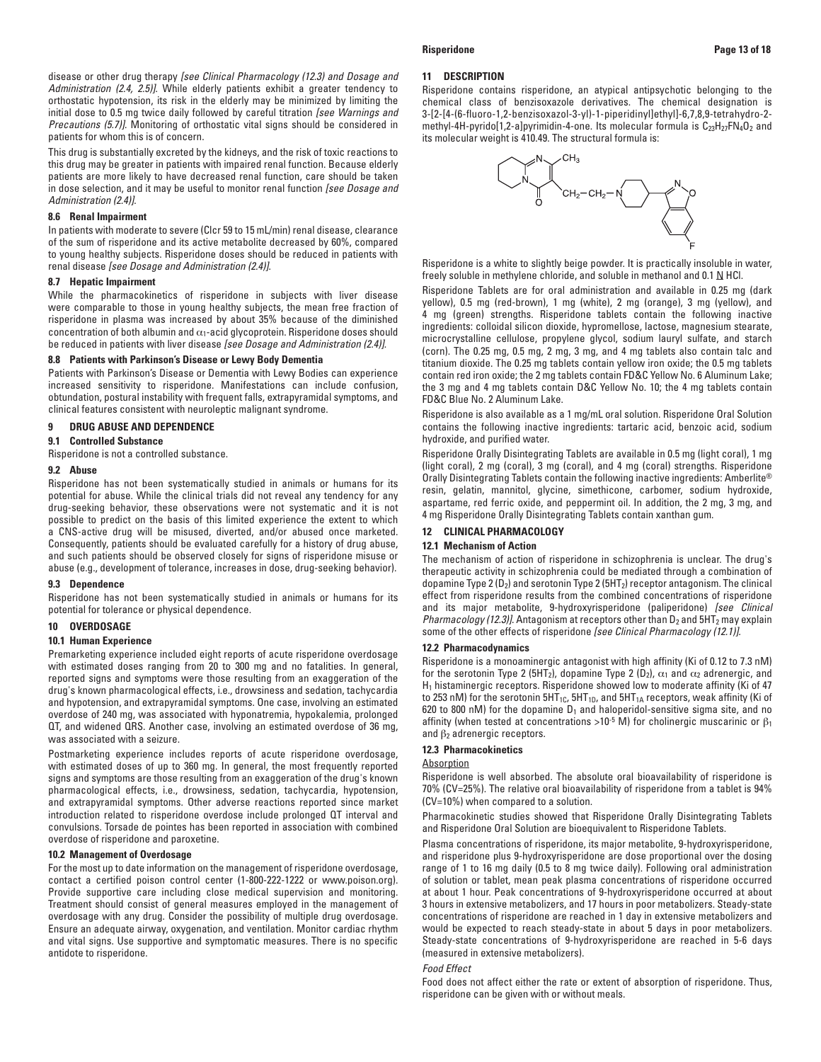disease or other drug therapy *[see Clinical Pharmacology (12.3) and Dosage and Administration (2.4, 2.5)]*. While elderly patients exhibit a greater tendency to orthostatic hypotension, its risk in the elderly may be minimized by limiting the initial dose to 0.5 mg twice daily followed by careful titration *[see Warnings and Precautions (5.7)]*. Monitoring of orthostatic vital signs should be considered in patients for whom this is of concern.

This drug is substantially excreted by the kidneys, and the risk of toxic reactions to this drug may be greater in patients with impaired renal function. Because elderly patients are more likely to have decreased renal function, care should be taken in dose selection, and it may be useful to monitor renal function *[see Dosage and Administration (2.4)]*.

### 8.6 Renal Impairment

In patients with moderate to severe (Clcr 59 to 15 mL/min) renal disease, clearance of the sum of risperidone and its active metabolite decreased by 60%, compared to young healthy subjects. Risperidone doses should be reduced in patients with renal disease *[see Dosage and Administration (2.4)]*.

### 8.7 Hepatic Impairment

While the pharmacokinetics of risperidone in subjects with liver disease were comparable to those in young healthy subjects, the mean free fraction of risperidone in plasma was increased by about 35% because of the diminished concentration of both albumin and $\alpha_1$-acid glycoprotein. Risperidone doses should be reduced in patients with liver disease *[see Dosage and Administration (2.4)]*.

### 8.8 Patients with Parkinson's Disease or Lewy Body Dementia

Patients with Parkinson's Disease or Dementia with Lewy Bodies can experience increased sensitivity to risperidone. Manifestations can include confusion, obtundation, postural instability with frequent falls, extrapyramidal symptoms, and clinical features consistent with neuroleptic malignant syndrome.

## 9 DRUG ABUSE AND DEPENDENCE

### 9.1 Controlled Substance

Risperidone is not a controlled substance.

### 9.2 Abuse

Risperidone has not been systematically studied in animals or humans for its potential for abuse. While the clinical trials did not reveal any tendency for any drug-seeking behavior, these observations were not systematic and it is not possible to predict on the basis of this limited experience the extent to which a CNS-active drug will be misused, diverted, and/or abused once marketed. Consequently, patients should be evaluated carefully for a history of drug abuse, and such patients should be observed closely for signs of risperidone misuse or abuse (e.g., development of tolerance, increases in dose, drug-seeking behavior).

### 9.3 Dependence

Risperidone has not been systematically studied in animals or humans for its potential for tolerance or physical dependence.

## 10 OVERDOSAGE

### 10.1 Human Experience

Premarketing experience included eight reports of acute risperidone overdosage with estimated doses ranging from 20 to 300 mg and no fatalities. In general, reported signs and symptoms were those resulting from an exaggeration of the drug's known pharmacological effects, i.e., drowsiness and sedation, tachycardia and hypotension, and extrapyramidal symptoms. One case, involving an estimated overdose of 240 mg, was associated with hyponatremia, hypokalemia, prolonged QT, and widened QRS. Another case, involving an estimated overdose of 36 mg, was associated with a seizure.

Postmarketing experience includes reports of acute risperidone overdosage, with estimated doses of up to 360 mg. In general, the most frequently reported signs and symptoms are those resulting from an exaggeration of the drug's known pharmacological effects, i.e., drowsiness, sedation, tachycardia, hypotension, and extrapyramidal symptoms. Other adverse reactions reported since market introduction related to risperidone overdose include prolonged QT interval and convulsions. Torsade de pointes has been reported in association with combined overdose of risperidone and paroxetine.

### 10.2 Management of Overdosage

For the most up to date information on the management of risperidone overdosage, contact a certified poison control center (1-800-222-1222 or www.poison.org). Provide supportive care including close medical supervision and monitoring. Treatment should consist of general measures employed in the management of overdosage with any drug. Consider the possibility of multiple drug overdosage. Ensure an adequate airway, oxygenation, and ventilation. Monitor cardiac rhythm and vital signs. Use supportive and symptomatic measures. There is no specific antidote to risperidone.

## 11 DESCRIPTION

Risperidone contains risperidone, an atypical antipsychotic belonging to the chemical class of benzisoxazole derivatives. The chemical designation is 3-[2-[4-(6-fluoro-1,2-benzisoxazol-3-yl)-1-piperidinyl]ethyl]-6,7,8,9-tetrahydro-2-methyl-4H-pyrido[1,2-a]pyrimidin-4-one. Its molecular formula is $C_{23}H_{27}FN_4O_2$ and its molecular weight is 410.49. The structural formula is:

Risperidone is a white to slightly beige powder. It is practically insoluble in water, freely soluble in methylene chloride, and soluble in methanol and 0.1 N HCl.

Risperidone Tablets are for oral administration and available in 0.25 mg (dark yellow), 0.5 mg (red-brown), 1 mg (white), 2 mg (orange), 3 mg (yellow), and 4 mg (green) strengths. Risperidone tablets contain the following inactive ingredients: colloidal silicon dioxide, hypromellose, lactose, magnesium stearate, microcrystalline cellulose, propylene glycol, sodium lauryl sulfate, and starch (corn). The 0.25 mg, 0.5 mg, 2 mg, 3 mg, and 4 mg tablets also contain talc and titanium dioxide. The 0.25 mg tablets contain yellow iron oxide; the 0.5 mg tablets contain red iron oxide; the 2 mg tablets contain FD&C Yellow No. 6 Aluminum Lake; the 3 mg and 4 mg tablets contain D&C Yellow No. 10; the 4 mg tablets contain FD&C Blue No. 2 Aluminum Lake.

Risperidone is also available as a 1 mg/mL oral solution. Risperidone Oral Solution contains the following inactive ingredients: tartaric acid, benzoic acid, sodium hydroxide, and purified water.

Risperidone Orally Disintegrating Tablets are available in 0.5 mg (light coral), 1 mg (light coral), 2 mg (coral), 3 mg (coral), and 4 mg (coral) strengths. Risperidone Orally Disintegrating Tablets contain the following inactive ingredients: Amberlite® resin, gelatin, mannitol, glycine, simethicone, carbomer, sodium hydroxide, aspartame, red ferric oxide, and peppermint oil. In addition, the 2 mg, 3 mg, and 4 mg Risperidone Orally Disintegrating Tablets contain xanthan gum.

## 12 CLINICAL PHARMACOLOGY

### 12.1 Mechanism of Action

The mechanism of action of risperidone in schizophrenia is unclear. The drug's therapeutic activity in schizophrenia could be mediated through a combination of dopamine Type 2 ($D_2$) and serotonin Type 2 ($5HT_2$) receptor antagonism. The clinical effect from risperidone results from the combined concentrations of risperidone and its major metabolite, 9-hydroxyrisperidone (paliperidone) *[see Clinical Pharmacology (12.3)]*. Antagonism at receptors other than $D_2$ and $5HT_2$ may explain some of the other effects of risperidone *[see Clinical Pharmacology (12.1)]*.

### 12.2 Pharmacodynamics

Risperidone is a monoaminergic antagonist with high affinity (Ki of 0.12 to 7.3 nM) for the serotonin Type 2 ($5HT_2$), dopamine Type 2 ($D_2$), $\alpha_1$ and $\alpha_2$ adrenergic, and $H_1$ histaminergic receptors. Risperidone showed low to moderate affinity (Ki of 47 to 253 nM) for the serotonin $5HT_{1C}$, $5HT_{1D}$, and $5HT_{1A}$ receptors, weak affinity (Ki of 620 to 800 nM) for the dopamine $D_1$ and haloperidol-sensitive sigma site, and no affinity (when tested at concentrations $>10^{-5}$ M) for cholinergic muscarinic or $\beta_1$ and $\beta_2$ adrenergic receptors.

### 12.3 Pharmacokinetics

Absorption

Risperidone is well absorbed. The absolute oral bioavailability of risperidone is 70% (CV=25%). The relative oral bioavailability of risperidone from a tablet is 94% (CV=10%) when compared to a solution.

Pharmacokinetic studies showed that Risperidone Orally Disintegrating Tablets and Risperidone Oral Solution are bioequivalent to Risperidone Tablets.

Plasma concentrations of risperidone, its major metabolite, 9-hydroxyrisperidone, and risperidone plus 9-hydroxyrisperidone are dose proportional over the dosing range of 1 to 16 mg daily (0.5 to 8 mg twice daily). Following oral administration of solution or tablet, mean peak plasma concentrations of risperidone occurred at about 1 hour. Peak concentrations of 9-hydroxyrisperidone occurred at about 3 hours in extensive metabolizers, and 17 hours in poor metabolizers. Steady-state concentrations of risperidone are reached in 1 day in extensive metabolizers and would be expected to reach steady-state in about 5 days in poor metabolizers. Steady-state concentrations of 9-hydroxyrisperidone are reached in 5-6 days (measured in extensive metabolizers).

*Food Effect*

Food does not affect either the rate or extent of absorption of risperidone. Thus, risperidone can be given with or without meals.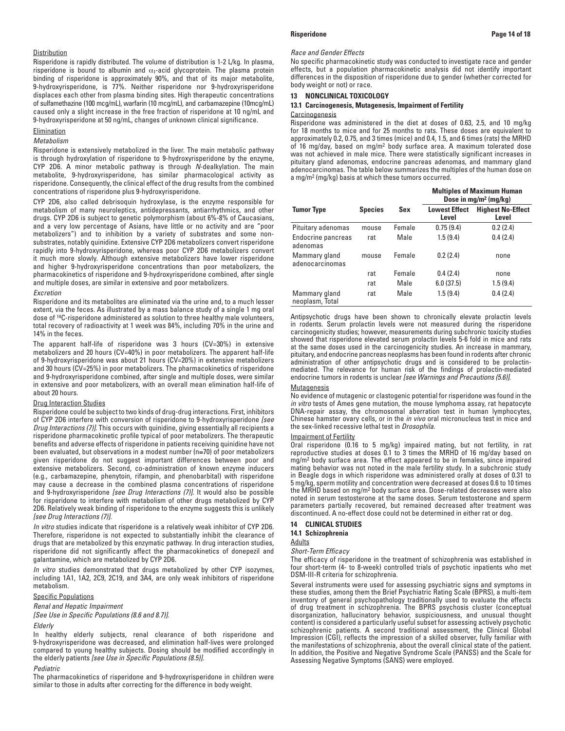#### Distribution

Risperidone is rapidly distributed. The volume of distribution is 1-2 L/kg. In plasma, risperidone is bound to albumin and $\alpha_1$-acid glycoprotein. The plasma protein binding of risperidone is approximately 90%, and that of its major metabolite, 9-hydroxyrisperidone, is 77%. Neither risperidone nor 9-hydroxyrisperidone displaces each other from plasma binding sites. High therapeutic concentrations of sulfamethazine (100 mcg/mL), warfarin (10 mcg/mL), and carbamazepine (10mcg/mL) caused only a slight increase in the free fraction of risperidone at 10 ng/mL and 9-hydroxyrisperidone at 50 ng/mL, changes of unknown clinical significance.

#### Elimination

*Metabolism*

Risperidone is extensively metabolized in the liver. The main metabolic pathway is through hydroxylation of risperidone to 9-hydroxyrisperidone by the enzyme, CYP 2D6. A minor metabolic pathway is through *N*-dealkylation. The main metabolite, 9-hydroxyrisperidone, has similar pharmacological activity as risperidone. Consequently, the clinical effect of the drug results from the combined concentrations of risperidone plus 9-hydroxyrisperidone.

CYP 2D6, also called debrisoquin hydroxylase, is the enzyme responsible for metabolism of many neuroleptics, antidepressants, antiarrhythmics, and other drugs. CYP 2D6 is subject to genetic polymorphism (about 6%-8% of Caucasians, and a very low percentage of Asians, have little or no activity and are "poor metabolizers") and to inhibition by a variety of substrates and some non-substrates, notably quinidine. Extensive CYP 2D6 metabolizers convert risperidone rapidly into 9-hydroxyrisperidone, whereas poor CYP 2D6 metabolizers convert it much more slowly. Although extensive metabolizers have lower risperidone and higher 9-hydroxyrisperidone concentrations than poor metabolizers, the pharmacokinetics of risperidone and 9-hydroxyrisperidone combined, after single and multiple doses, are similar in extensive and poor metabolizers.

*Excretion*

Risperidone and its metabolites are eliminated via the urine and, to a much lesser extent, via the feces. As illustrated by a mass balance study of a single 1 mg oral dose of $^{14}$C-risperidone administered as solution to three healthy male volunteers, total recovery of radioactivity at 1 week was 84%, including 70% in the urine and 14% in the feces.

The apparent half-life of risperidone was 3 hours (CV=30%) in extensive metabolizers and 20 hours (CV=40%) in poor metabolizers. The apparent half-life of 9-hydroxyrisperidone was about 21 hours (CV=20%) in extensive metabolizers and 30 hours (CV=25%) in poor metabolizers. The pharmacokinetics of risperidone and 9-hydroxyrisperidone combined, after single and multiple doses, were similar in extensive and poor metabolizers, with an overall mean elimination half-life of about 20 hours.

#### Drug Interaction Studies

Risperidone could be subject to two kinds of drug-drug interactions. First, inhibitors of CYP 2D6 interfere with conversion of risperidone to 9-hydroxyrisperidone *[see Drug Interactions (7)]*. This occurs with quinidine, giving essentially all recipients a risperidone pharmacokinetic profile typical of poor metabolizers. The therapeutic benefits and adverse effects of risperidone in patients receiving quinidine have not been evaluated, but observations in a modest number (n≅70) of poor metabolizers given risperidone do not suggest important differences between poor and extensive metabolizers. Second, co-administration of known enzyme inducers (e.g., carbamazepine, phenytoin, rifampin, and phenobarbital) with risperidone may cause a decrease in the combined plasma concentrations of risperidone and 9-hydroxyrisperidone *[see Drug Interactions (7)]*. It would also be possible for risperidone to interfere with metabolism of other drugs metabolized by CYP 2D6. Relatively weak binding of risperidone to the enzyme suggests this is unlikely *[see Drug Interactions (7)]*.

*In vitro* studies indicate that risperidone is a relatively weak inhibitor of CYP 2D6. Therefore, risperidone is not expected to substantially inhibit the clearance of drugs that are metabolized by this enzymatic pathway. In drug interaction studies, risperidone did not significantly affect the pharmacokinetics of donepezil and galantamine, which are metabolized by CYP 2D6.

*In vitro* studies demonstrated that drugs metabolized by other CYP isozymes, including 1A1, 1A2, 2C9, 2C19, and 3A4, are only weak inhibitors of risperidone metabolism.

#### Specific Populations

*Renal and Hepatic Impairment*

*[See Use in Specific Populations (8.6 and 8.7)].*

*Elderly*

In healthy elderly subjects, renal clearance of both risperidone and 9-hydroxyrisperidone was decreased, and elimination half-lives were prolonged compared to young healthy subjects. Dosing should be modified accordingly in the elderly patients *[see Use in Specific Populations (8.5)]*.

*Pediatric*

The pharmacokinetics of risperidone and 9-hydroxyrisperidone in children were similar to those in adults after correcting for the difference in body weight.

*Race and Gender Effects*

No specific pharmacokinetic study was conducted to investigate race and gender effects, but a population pharmacokinetic analysis did not identify important differences in the disposition of risperidone due to gender (whether corrected for body weight or not) or race.

## 13 NONCLINICAL TOXICOLOGY

### 13.1 Carcinogenesis, Mutagenesis, Impairment of Fertility

#### Carcinogenesis

Risperidone was administered in the diet at doses of 0.63, 2.5, and 10 mg/kg for 18 months to mice and for 25 months to rats. These doses are equivalent to approximately 0.2, 0.75, and 3 times (mice) and 0.4, 1.5, and 6 times (rats) the MRHD of 16 mg/day, based on mg/m² body surface area. A maximum tolerated dose was not achieved in male mice. There were statistically significant increases in pituitary gland adenomas, endocrine pancreas adenomas, and mammary gland adenocarcinomas. The table below summarizes the multiples of the human dose on a mg/m² (mg/kg) basis at which these tumors occurred.

| Tumor Type | Species | Sex | Multiples of Maximum Human Dose in mg/m² (mg/kg) | |
|---|---|---|---|---|
| | | | **Lowest Effect Level** | **Highest No-Effect Level** |
| Pituitary adenomas | mouse | Female | 0.75 (9.4) | 0.2 (2.4) |
| Endocrine pancreas adenomas | rat | Male | 1.5 (9.4) | 0.4 (2.4) |
| Mammary gland adenocarcinomas | mouse | Female | 0.2 (2.4) | none |
| | rat | Female | 0.4 (2.4) | none |
| | rat | Male | 6.0 (37.5) | 1.5 (9.4) |
| Mammary gland neoplasm, Total | rat | Male | 1.5 (9.4) | 0.4 (2.4) |

Antipsychotic drugs have been shown to chronically elevate prolactin levels in rodents. Serum prolactin levels were not measured during the risperidone carcinogenicity studies; however, measurements during subchronic toxicity studies showed that risperidone elevated serum prolactin levels 5-6 fold in mice and rats at the same doses used in the carcinogenicity studies. An increase in mammary, pituitary, and endocrine pancreas neoplasms has been found in rodents after chronic administration of other antipsychotic drugs and is considered to be prolactin-mediated. The relevance for human risk of the findings of prolactin-mediated endocrine tumors in rodents is unclear *[see Warnings and Precautions (5.6)]*.

#### Mutagenesis

No evidence of mutagenic or clastogenic potential for risperidone was found in the *in vitro* tests of Ames gene mutation, the mouse lymphoma assay, rat hepatocyte DNA-repair assay, the chromosomal aberration test in human lymphocytes, Chinese hamster ovary cells, or in the *in vivo* oral micronucleus test in mice and the sex-linked recessive lethal test in *Drosophila*.

#### Impairment of Fertility

Oral risperidone (0.16 to 5 mg/kg) impaired mating, but not fertility, in rat reproductive studies at doses 0.1 to 3 times the MRHD of 16 mg/day based on mg/m² body surface area. The effect appeared to be in females, since impaired mating behavior was not noted in the male fertility study. In a subchronic study in Beagle dogs in which risperidone was administered orally at doses of 0.31 to 5 mg/kg, sperm motility and concentration were decreased at doses 0.6 to 10 times the MRHD based on mg/m² body surface area. Dose-related decreases were also noted in serum testosterone at the same doses. Serum testosterone and sperm parameters partially recovered, but remained decreased after treatment was discontinued. A no-effect dose could not be determined in either rat or dog.

## 14 CLINICAL STUDIES

### 14.1 Schizophrenia

#### Adults

*Short-Term Efficacy*

The efficacy of risperidone in the treatment of schizophrenia was established in four short-term (4- to 8-week) controlled trials of psychotic inpatients who met DSM-III-R criteria for schizophrenia.

Several instruments were used for assessing psychiatric signs and symptoms in these studies, among them the Brief Psychiatric Rating Scale (BPRS), a multi-item inventory of general psychopathology traditionally used to evaluate the effects of drug treatment in schizophrenia. The BPRS psychosis cluster (conceptual disorganization, hallucinatory behavior, suspiciousness, and unusual thought content) is considered a particularly useful subset for assessing actively psychotic schizophrenic patients. A second traditional assessment, the Clinical Global Impression (CGI), reflects the impression of a skilled observer, fully familiar with the manifestations of schizophrenia, about the overall clinical state of the patient. In addition, the Positive and Negative Syndrome Scale (PANSS) and the Scale for Assessing Negative Symptoms (SANS) were employed.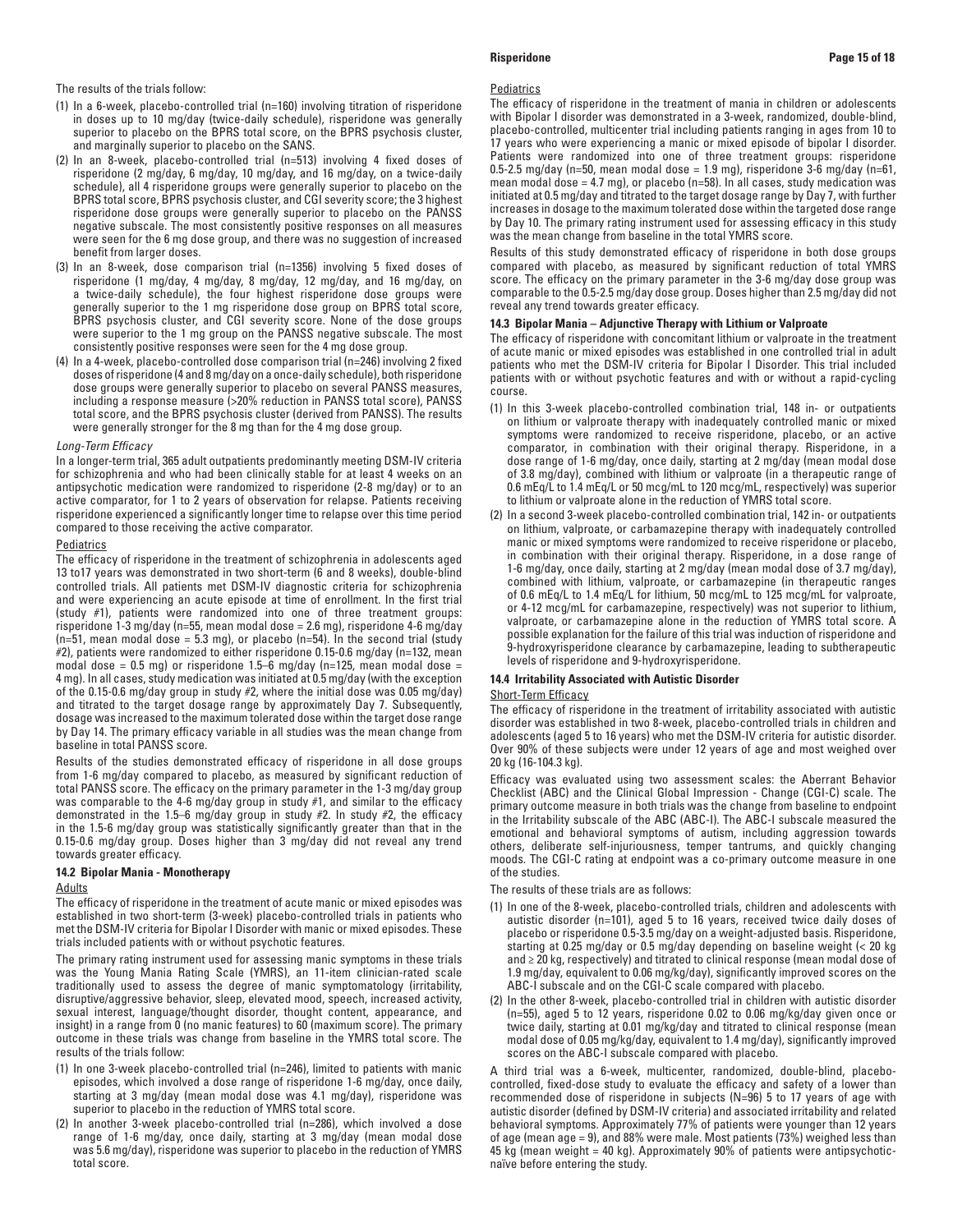The results of the trials follow:

(1) In a 6-week, placebo-controlled trial (n=160) involving titration of risperidone in doses up to 10 mg/day (twice-daily schedule), risperidone was generally superior to placebo on the BPRS total score, on the BPRS psychosis cluster, and marginally superior to placebo on the SANS.
(2) In an 8-week, placebo-controlled trial (n=513) involving 4 fixed doses of risperidone (2 mg/day, 6 mg/day, 10 mg/day, and 16 mg/day, on a twice-daily schedule), all 4 risperidone groups were generally superior to placebo on the BPRS total score, BPRS psychosis cluster, and CGI severity score; the 3 highest risperidone dose groups were generally superior to placebo on the PANSS negative subscale. The most consistently positive responses on all measures were seen for the 6 mg dose group, and there was no suggestion of increased benefit from larger doses.
(3) In an 8-week, dose comparison trial (n=1356) involving 5 fixed doses of risperidone (1 mg/day, 4 mg/day, 8 mg/day, 12 mg/day, and 16 mg/day, on a twice-daily schedule), the four highest risperidone dose groups were generally superior to the 1 mg risperidone dose group on BPRS total score, BPRS psychosis cluster, and CGI severity score. None of the dose groups were superior to the 1 mg group on the PANSS negative subscale. The most consistently positive responses were seen for the 4 mg dose group.
(4) In a 4-week, placebo-controlled dose comparison trial (n=246) involving 2 fixed doses of risperidone (4 and 8 mg/day on a once-daily schedule), both risperidone dose groups were generally superior to placebo on several PANSS measures, including a response measure (>20% reduction in PANSS total score), PANSS total score, and the BPRS psychosis cluster (derived from PANSS). The results were generally stronger for the 8 mg than for the 4 mg dose group.

*Long-Term Efficacy*

In a longer-term trial, 365 adult outpatients predominantly meeting DSM-IV criteria for schizophrenia and who had been clinically stable for at least 4 weeks on an antipsychotic medication were randomized to risperidone (2-8 mg/day) or to an active comparator, for 1 to 2 years of observation for relapse. Patients receiving risperidone experienced a significantly longer time to relapse over this time period compared to those receiving the active comparator.

Pediatrics

The efficacy of risperidone in the treatment of schizophrenia in adolescents aged 13 to17 years was demonstrated in two short-term (6 and 8 weeks), double-blind controlled trials. All patients met DSM-IV diagnostic criteria for schizophrenia and were experiencing an acute episode at time of enrollment. In the first trial (study #1), patients were randomized into one of three treatment groups: risperidone 1-3 mg/day (n=55, mean modal dose = 2.6 mg), risperidone 4-6 mg/day (n=51, mean modal dose = 5.3 mg), or placebo (n=54). In the second trial (study #2), patients were randomized to either risperidone 0.15-0.6 mg/day (n=132, mean modal dose = 0.5 mg) or risperidone 1.5–6 mg/day (n=125, mean modal dose = 4 mg). In all cases, study medication was initiated at 0.5 mg/day (with the exception of the 0.15-0.6 mg/day group in study #2, where the initial dose was 0.05 mg/day) and titrated to the target dosage range by approximately Day 7. Subsequently, dosage was increased to the maximum tolerated dose within the target dose range by Day 14. The primary efficacy variable in all studies was the mean change from baseline in total PANSS score.

Results of the studies demonstrated efficacy of risperidone in all dose groups from 1-6 mg/day compared to placebo, as measured by significant reduction of total PANSS score. The efficacy on the primary parameter in the 1-3 mg/day group was comparable to the 4-6 mg/day group in study #1, and similar to the efficacy demonstrated in the 1.5–6 mg/day group in study #2. In study #2, the efficacy in the 1.5-6 mg/day group was statistically significantly greater than that in the 0.15-0.6 mg/day group. Doses higher than 3 mg/day did not reveal any trend towards greater efficacy.

**14.2 Bipolar Mania - Monotherapy**

Adults

The efficacy of risperidone in the treatment of acute manic or mixed episodes was established in two short-term (3-week) placebo-controlled trials in patients who met the DSM-IV criteria for Bipolar I Disorder with manic or mixed episodes. These trials included patients with or without psychotic features.

The primary rating instrument used for assessing manic symptoms in these trials was the Young Mania Rating Scale (YMRS), an 11-item clinician-rated scale traditionally used to assess the degree of manic symptomatology (irritability, disruptive/aggressive behavior, sleep, elevated mood, speech, increased activity, sexual interest, language/thought disorder, thought content, appearance, and insight) in a range from 0 (no manic features) to 60 (maximum score). The primary outcome in these trials was change from baseline in the YMRS total score. The results of the trials follow:

(1) In one 3-week placebo-controlled trial (n=246), limited to patients with manic episodes, which involved a dose range of risperidone 1-6 mg/day, once daily, starting at 3 mg/day (mean modal dose was 4.1 mg/day), risperidone was superior to placebo in the reduction of YMRS total score.
(2) In another 3-week placebo-controlled trial (n=286), which involved a dose range of 1-6 mg/day, once daily, starting at 3 mg/day (mean modal dose was 5.6 mg/day), risperidone was superior to placebo in the reduction of YMRS total score.

Pediatrics

The efficacy of risperidone in the treatment of mania in children or adolescents with Bipolar I disorder was demonstrated in a 3-week, randomized, double-blind, placebo-controlled, multicenter trial including patients ranging in ages from 10 to 17 years who were experiencing a manic or mixed episode of bipolar I disorder. Patients were randomized into one of three treatment groups: risperidone 0.5-2.5 mg/day (n=50, mean modal dose = 1.9 mg), risperidone 3-6 mg/day (n=61, mean modal dose = 4.7 mg), or placebo (n=58). In all cases, study medication was initiated at 0.5 mg/day and titrated to the target dosage range by Day 7, with further increases in dosage to the maximum tolerated dose within the targeted dose range by Day 10. The primary rating instrument used for assessing efficacy in this study was the mean change from baseline in the total YMRS score.

Results of this study demonstrated efficacy of risperidone in both dose groups compared with placebo, as measured by significant reduction of total YMRS score. The efficacy on the primary parameter in the 3-6 mg/day dose group was comparable to the 0.5-2.5 mg/day dose group. Doses higher than 2.5 mg/day did not reveal any trend towards greater efficacy.

**14.3 Bipolar Mania – Adjunctive Therapy with Lithium or Valproate**

The efficacy of risperidone with concomitant lithium or valproate in the treatment of acute manic or mixed episodes was established in one controlled trial in adult patients who met the DSM-IV criteria for Bipolar I Disorder. This trial included patients with or without psychotic features and with or without a rapid-cycling course.

(1) In this 3-week placebo-controlled combination trial, 148 in- or outpatients on lithium or valproate therapy with inadequately controlled manic or mixed symptoms were randomized to receive risperidone, placebo, or an active comparator, in combination with their original therapy. Risperidone, in a dose range of 1-6 mg/day, once daily, starting at 2 mg/day (mean modal dose of 3.8 mg/day), combined with lithium or valproate (in a therapeutic range of 0.6 mEq/L to 1.4 mEq/L or 50 mcg/mL to 120 mcg/mL, respectively) was superior to lithium or valproate alone in the reduction of YMRS total score.
(2) In a second 3-week placebo-controlled combination trial, 142 in- or outpatients on lithium, valproate, or carbamazepine therapy with inadequately controlled manic or mixed symptoms were randomized to receive risperidone or placebo, in combination with their original therapy. Risperidone, in a dose range of 1-6 mg/day, once daily, starting at 2 mg/day (mean modal dose of 3.7 mg/day), combined with lithium, valproate, or carbamazepine (in therapeutic ranges of 0.6 mEq/L to 1.4 mEq/L for lithium, 50 mcg/mL to 125 mcg/mL for valproate, or 4-12 mcg/mL for carbamazepine, respectively) was not superior to lithium, valproate, or carbamazepine alone in the reduction of YMRS total score. A possible explanation for the failure of this trial was induction of risperidone and 9-hydroxyrisperidone clearance by carbamazepine, leading to subtherapeutic levels of risperidone and 9-hydroxyrisperidone.

**14.4 Irritability Associated with Autistic Disorder**

Short-Term Efficacy

The efficacy of risperidone in the treatment of irritability associated with autistic disorder was established in two 8-week, placebo-controlled trials in children and adolescents (aged 5 to 16 years) who met the DSM-IV criteria for autistic disorder. Over 90% of these subjects were under 12 years of age and most weighed over 20 kg (16-104.3 kg).

Efficacy was evaluated using two assessment scales: the Aberrant Behavior Checklist (ABC) and the Clinical Global Impression - Change (CGI-C) scale. The primary outcome measure in both trials was the change from baseline to endpoint in the Irritability subscale of the ABC (ABC-I). The ABC-I subscale measured the emotional and behavioral symptoms of autism, including aggression towards others, deliberate self-injuriousness, temper tantrums, and quickly changing moods. The CGI-C rating at endpoint was a co-primary outcome measure in one of the studies.

The results of these trials are as follows:

(1) In one of the 8-week, placebo-controlled trials, children and adolescents with autistic disorder (n=101), aged 5 to 16 years, received twice daily doses of placebo or risperidone 0.5-3.5 mg/day on a weight-adjusted basis. Risperidone, starting at 0.25 mg/day or 0.5 mg/day depending on baseline weight (< 20 kg and ≥ 20 kg, respectively) and titrated to clinical response (mean modal dose of 1.9 mg/day, equivalent to 0.06 mg/kg/day), significantly improved scores on the ABC-I subscale and on the CGI-C scale compared with placebo.
(2) In the other 8-week, placebo-controlled trial in children with autistic disorder (n=55), aged 5 to 12 years, risperidone 0.02 to 0.06 mg/kg/day given once or twice daily, starting at 0.01 mg/kg/day and titrated to clinical response (mean modal dose of 0.05 mg/kg/day, equivalent to 1.4 mg/day), significantly improved scores on the ABC-I subscale compared with placebo.

A third trial was a 6-week, multicenter, randomized, double-blind, placebo-controlled, fixed-dose study to evaluate the efficacy and safety of a lower than recommended dose of risperidone in subjects (N=96) 5 to 17 years of age with autistic disorder (defined by DSM-IV criteria) and associated irritability and related behavioral symptoms. Approximately 77% of patients were younger than 12 years of age (mean age = 9), and 88% were male. Most patients (73%) weighed less than 45 kg (mean weight = 40 kg). Approximately 90% of patients were antipsychotic-naïve before entering the study.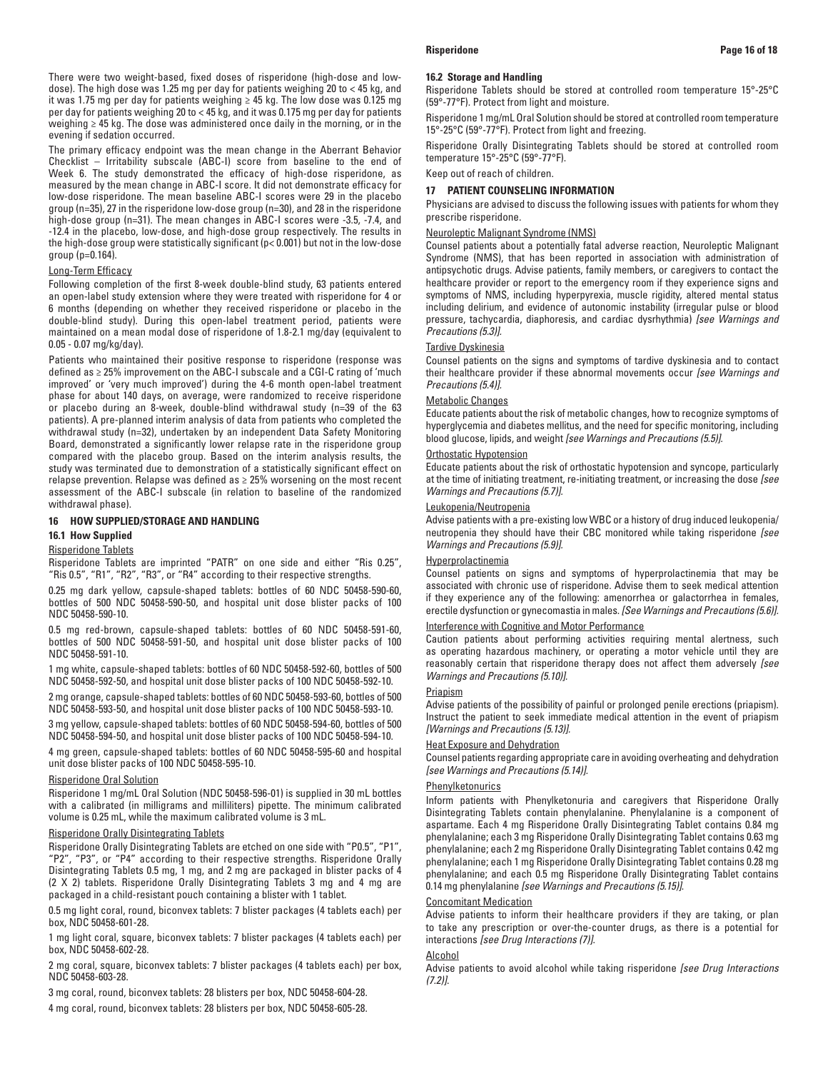There were two weight-based, fixed doses of risperidone (high-dose and low-dose). The high dose was 1.25 mg per day for patients weighing 20 to < 45 kg, and it was 1.75 mg per day for patients weighing ≥ 45 kg. The low dose was 0.125 mg per day for patients weighing 20 to < 45 kg, and it was 0.175 mg per day for patients weighing ≥ 45 kg. The dose was administered once daily in the morning, or in the evening if sedation occurred.

The primary efficacy endpoint was the mean change in the Aberrant Behavior Checklist – Irritability subscale (ABC-I) score from baseline to the end of Week 6. The study demonstrated the efficacy of high-dose risperidone, as measured by the mean change in ABC-I score. It did not demonstrate efficacy for low-dose risperidone. The mean baseline ABC-I scores were 29 in the placebo group (n=35), 27 in the risperidone low-dose group (n=30), and 28 in the risperidone high-dose group (n=31). The mean changes in ABC-I scores were -3.5, -7.4, and -12.4 in the placebo, low-dose, and high-dose group respectively. The results in the high-dose group were statistically significant (p< 0.001) but not in the low-dose group (p=0.164).

Long-Term Efficacy

Following completion of the first 8-week double-blind study, 63 patients entered an open-label study extension where they were treated with risperidone for 4 or 6 months (depending on whether they received risperidone or placebo in the double-blind study). During this open-label treatment period, patients were maintained on a mean modal dose of risperidone of 1.8-2.1 mg/day (equivalent to 0.05 - 0.07 mg/kg/day).

Patients who maintained their positive response to risperidone (response was defined as ≥ 25% improvement on the ABC-I subscale and a CGI-C rating of 'much improved' or 'very much improved') during the 4-6 month open-label treatment phase for about 140 days, on average, were randomized to receive risperidone or placebo during an 8-week, double-blind withdrawal study (n=39 of the 63 patients). A pre-planned interim analysis of data from patients who completed the withdrawal study (n=32), undertaken by an independent Data Safety Monitoring Board, demonstrated a significantly lower relapse rate in the risperidone group compared with the placebo group. Based on the interim analysis results, the study was terminated due to demonstration of a statistically significant effect on relapse prevention. Relapse was defined as ≥ 25% worsening on the most recent assessment of the ABC-I subscale (in relation to baseline of the randomized withdrawal phase).

## 16 HOW SUPPLIED/STORAGE AND HANDLING

### 16.1 How Supplied

Risperidone Tablets

Risperidone Tablets are imprinted "PATR" on one side and either "Ris 0.25", "Ris 0.5", "R1", "R2", "R3", or "R4" according to their respective strengths.

0.25 mg dark yellow, capsule-shaped tablets: bottles of 60 NDC 50458-590-60, bottles of 500 NDC 50458-590-50, and hospital unit dose blister packs of 100 NDC 50458-590-10.

0.5 mg red-brown, capsule-shaped tablets: bottles of 60 NDC 50458-591-60, bottles of 500 NDC 50458-591-50, and hospital unit dose blister packs of 100 NDC 50458-591-10.

1 mg white, capsule-shaped tablets: bottles of 60 NDC 50458-592-60, bottles of 500 NDC 50458-592-50, and hospital unit dose blister packs of 100 NDC 50458-592-10.

2 mg orange, capsule-shaped tablets: bottles of 60 NDC 50458-593-60, bottles of 500 NDC 50458-593-50, and hospital unit dose blister packs of 100 NDC 50458-593-10.

3 mg yellow, capsule-shaped tablets: bottles of 60 NDC 50458-594-60, bottles of 500 NDC 50458-594-50, and hospital unit dose blister packs of 100 NDC 50458-594-10.

4 mg green, capsule-shaped tablets: bottles of 60 NDC 50458-595-60 and hospital unit dose blister packs of 100 NDC 50458-595-10.

Risperidone Oral Solution

Risperidone 1 mg/mL Oral Solution (NDC 50458-596-01) is supplied in 30 mL bottles with a calibrated (in milligrams and milliliters) pipette. The minimum calibrated volume is 0.25 mL, while the maximum calibrated volume is 3 mL.

Risperidone Orally Disintegrating Tablets

Risperidone Orally Disintegrating Tablets are etched on one side with "P0.5", "P1", "P2", "P3", or "P4" according to their respective strengths. Risperidone Orally Disintegrating Tablets 0.5 mg, 1 mg, and 2 mg are packaged in blister packs of 4 (2 X 2) tablets. Risperidone Orally Disintegrating Tablets 3 mg and 4 mg are packaged in a child-resistant pouch containing a blister with 1 tablet.

0.5 mg light coral, round, biconvex tablets: 7 blister packages (4 tablets each) per box, NDC 50458-601-28.

1 mg light coral, square, biconvex tablets: 7 blister packages (4 tablets each) per box, NDC 50458-602-28.

2 mg coral, square, biconvex tablets: 7 blister packages (4 tablets each) per box, NDC 50458-603-28.

3 mg coral, round, biconvex tablets: 28 blisters per box, NDC 50458-604-28.

4 mg coral, round, biconvex tablets: 28 blisters per box, NDC 50458-605-28.

### 16.2 Storage and Handling

Risperidone Tablets should be stored at controlled room temperature 15°-25°C (59°-77°F). Protect from light and moisture.

Risperidone 1 mg/mL Oral Solution should be stored at controlled room temperature 15°-25°C (59°-77°F). Protect from light and freezing.

Risperidone Orally Disintegrating Tablets should be stored at controlled room temperature 15°-25°C (59°-77°F).

Keep out of reach of children.

## 17 PATIENT COUNSELING INFORMATION

Physicians are advised to discuss the following issues with patients for whom they prescribe risperidone.

Neuroleptic Malignant Syndrome (NMS)

Counsel patients about a potentially fatal adverse reaction, Neuroleptic Malignant Syndrome (NMS), that has been reported in association with administration of antipsychotic drugs. Advise patients, family members, or caregivers to contact the healthcare provider or report to the emergency room if they experience signs and symptoms of NMS, including hyperpyrexia, muscle rigidity, altered mental status including delirium, and evidence of autonomic instability (irregular pulse or blood pressure, tachycardia, diaphoresis, and cardiac dysrhythmia) *[see Warnings and Precautions (5.3)]*.

Tardive Dyskinesia

Counsel patients on the signs and symptoms of tardive dyskinesia and to contact their healthcare provider if these abnormal movements occur *[see Warnings and Precautions (5.4)]*.

Metabolic Changes

Educate patients about the risk of metabolic changes, how to recognize symptoms of hyperglycemia and diabetes mellitus, and the need for specific monitoring, including blood glucose, lipids, and weight *[see Warnings and Precautions (5.5)]*.

Orthostatic Hypotension

Educate patients about the risk of orthostatic hypotension and syncope, particularly at the time of initiating treatment, re-initiating treatment, or increasing the dose *[see Warnings and Precautions (5.7)]*.

Leukopenia/Neutropenia

Advise patients with a pre-existing low WBC or a history of drug induced leukopenia/neutropenia they should have their CBC monitored while taking risperidone *[see Warnings and Precautions (5.9)]*.

Hyperprolactinemia

Counsel patients on signs and symptoms of hyperprolactinemia that may be associated with chronic use of risperidone. Advise them to seek medical attention if they experience any of the following: amenorrhea or galactorrhea in females, erectile dysfunction or gynecomastia in males. *[See Warnings and Precautions (5.6)]*.

Interference with Cognitive and Motor Performance

Caution patients about performing activities requiring mental alertness, such as operating hazardous machinery, or operating a motor vehicle until they are reasonably certain that risperidone therapy does not affect them adversely *[see Warnings and Precautions (5.10)]*.

Priapism

Advise patients of the possibility of painful or prolonged penile erections (priapism). Instruct the patient to seek immediate medical attention in the event of priapism *[Warnings and Precautions (5.13)]*.

Heat Exposure and Dehydration

Counsel patients regarding appropriate care in avoiding overheating and dehydration *[see Warnings and Precautions (5.14)]*.

Phenylketonurics

Inform patients with Phenylketonuria and caregivers that Risperidone Orally Disintegrating Tablets contain phenylalanine. Phenylalanine is a component of aspartame. Each 4 mg Risperidone Orally Disintegrating Tablet contains 0.84 mg phenylalanine; each 3 mg Risperidone Orally Disintegrating Tablet contains 0.63 mg phenylalanine; each 2 mg Risperidone Orally Disintegrating Tablet contains 0.42 mg phenylalanine; each 1 mg Risperidone Orally Disintegrating Tablet contains 0.28 mg phenylalanine; and each 0.5 mg Risperidone Orally Disintegrating Tablet contains 0.14 mg phenylalanine *[see Warnings and Precautions (5.15)]*.

Concomitant Medication

Advise patients to inform their healthcare providers if they are taking, or plan to take any prescription or over-the-counter drugs, as there is a potential for interactions *[see Drug Interactions (7)]*.

Alcohol

Advise patients to avoid alcohol while taking risperidone *[see Drug Interactions (7.2)]*.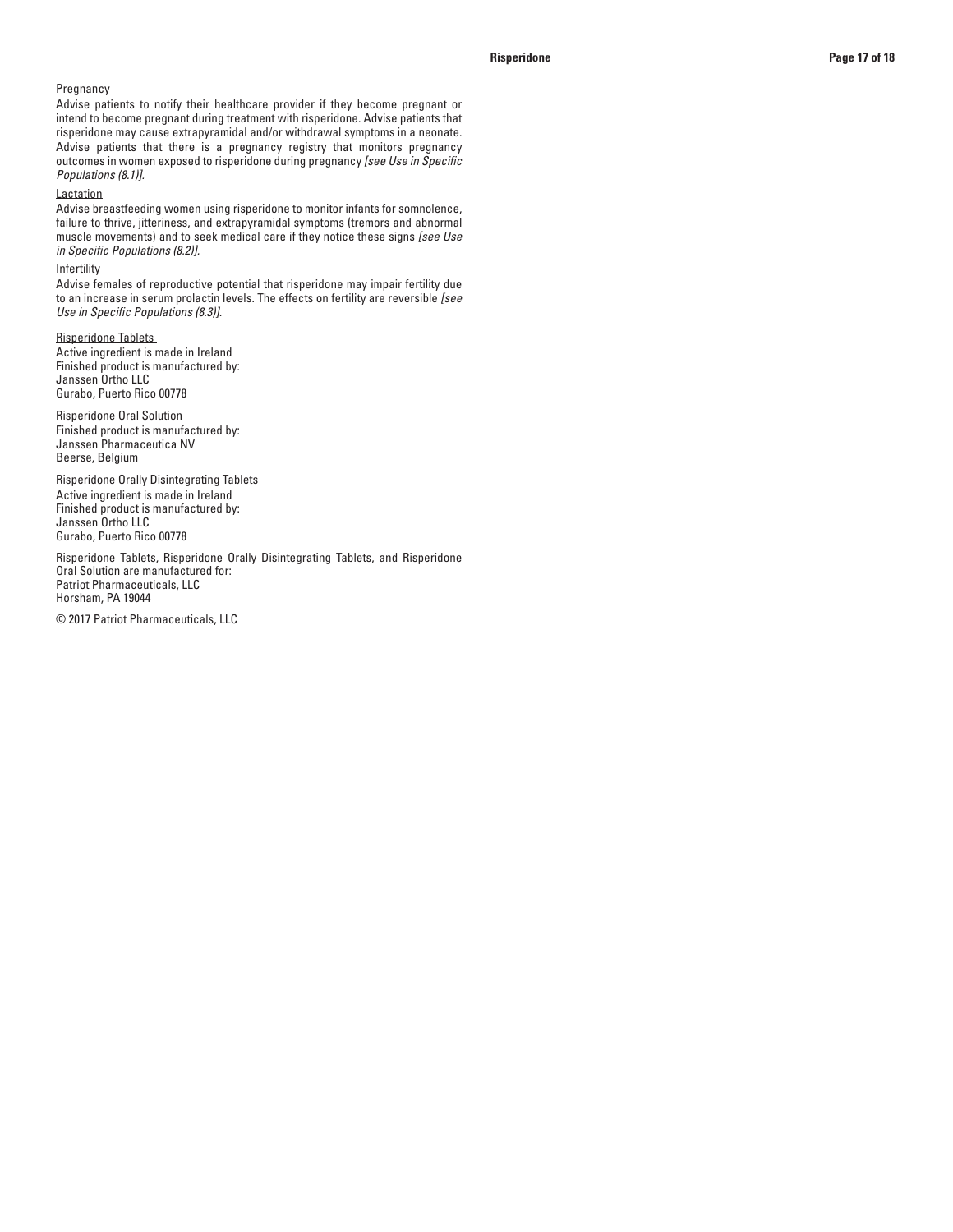Pregnancy

Advise patients to notify their healthcare provider if they become pregnant or intend to become pregnant during treatment with risperidone. Advise patients that risperidone may cause extrapyramidal and/or withdrawal symptoms in a neonate. Advise patients that there is a pregnancy registry that monitors pregnancy outcomes in women exposed to risperidone during pregnancy *[see Use in Specific Populations (8.1)]*.

Lactation

Advise breastfeeding women using risperidone to monitor infants for somnolence, failure to thrive, jitteriness, and extrapyramidal symptoms (tremors and abnormal muscle movements) and to seek medical care if they notice these signs *[see Use in Specific Populations (8.2)]*.

Infertility

Advise females of reproductive potential that risperidone may impair fertility due to an increase in serum prolactin levels. The effects on fertility are reversible *[see Use in Specific Populations (8.3)]*.

Risperidone Tablets
Active ingredient is made in Ireland
Finished product is manufactured by:
Janssen Ortho LLC
Gurabo, Puerto Rico 00778

Risperidone Oral Solution
Finished product is manufactured by:
Janssen Pharmaceutica NV
Beerse, Belgium

Risperidone Orally Disintegrating Tablets
Active ingredient is made in Ireland
Finished product is manufactured by:
Janssen Ortho LLC
Gurabo, Puerto Rico 00778

Risperidone Tablets, Risperidone Orally Disintegrating Tablets, and Risperidone Oral Solution are manufactured for:
Patriot Pharmaceuticals, LLC
Horsham, PA 19044

© 2017 Patriot Pharmaceuticals, LLC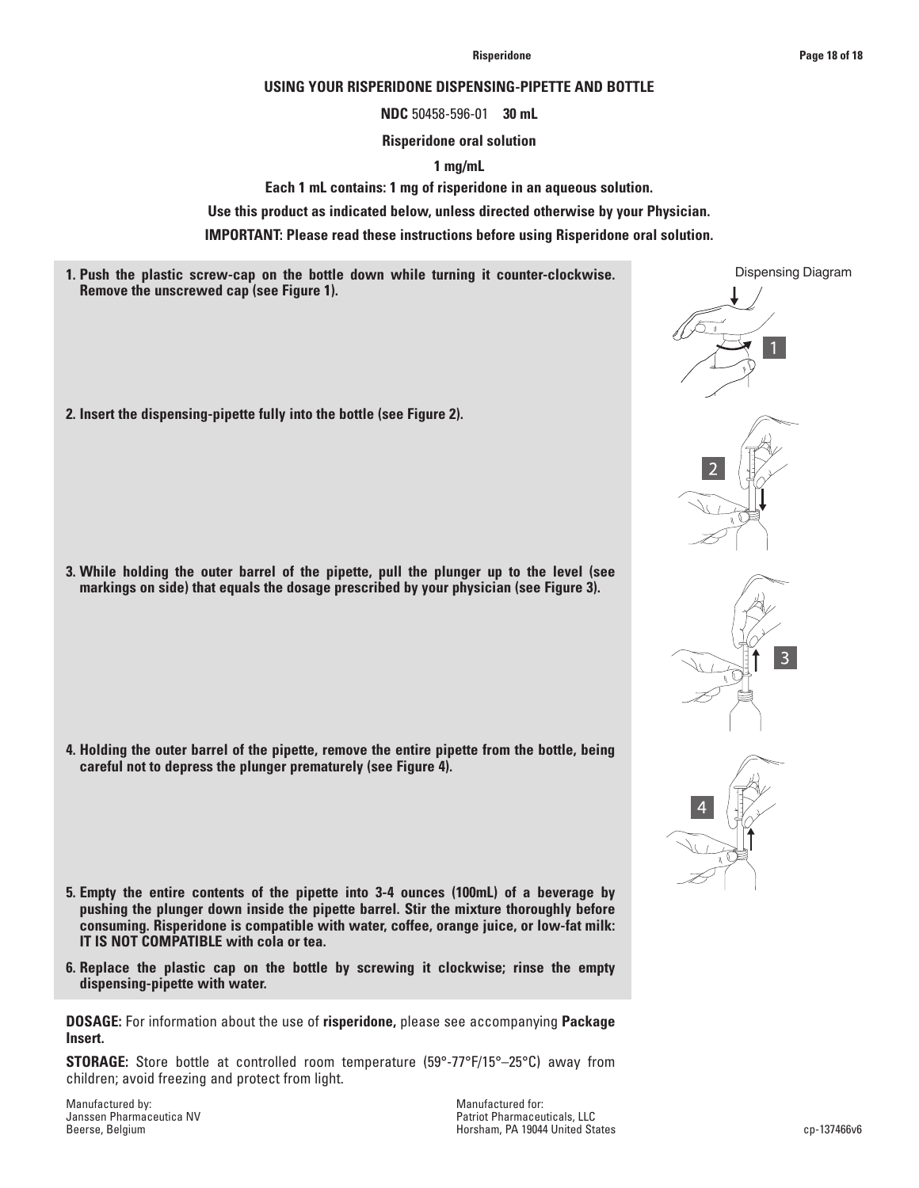## USING YOUR RISPERIDONE DISPENSING-PIPETTE AND BOTTLE

**NDC** 50458-596-01 **30 mL**

**Risperidone oral solution**

**1 mg/mL**

**Each 1 mL contains: 1 mg of risperidone in an aqueous solution.**

**Use this product as indicated below, unless directed otherwise by your Physician.**

**IMPORTANT: Please read these instructions before using Risperidone oral solution.**

Dispensing Diagram

1. **Push the plastic screw-cap on the bottle down while turning it counter-clockwise. Remove the unscrewed cap (see Figure 1).**
2. **Insert the dispensing-pipette fully into the bottle (see Figure 2).**
3. **While holding the outer barrel of the pipette, pull the plunger up to the level (see markings on side) that equals the dosage prescribed by your physician (see Figure 3).**
4. **Holding the outer barrel of the pipette, remove the entire pipette from the bottle, being careful not to depress the plunger prematurely (see Figure 4).**
5. **Empty the entire contents of the pipette into 3-4 ounces (100mL) of a beverage by pushing the plunger down inside the pipette barrel. Stir the mixture thoroughly before consuming. Risperidone is compatible with water, coffee, orange juice, or low-fat milk: IT IS NOT COMPATIBLE with cola or tea.**
6. **Replace the plastic cap on the bottle by screwing it clockwise; rinse the empty dispensing-pipette with water.**

**DOSAGE:** For information about the use of **risperidone,** please see accompanying **Package Insert.**

**STORAGE:** Store bottle at controlled room temperature (59°-77°F/15°–25°C) away from children; avoid freezing and protect from light.

Manufactured by:
Janssen Pharmaceutica NV
Beerse, Belgium

Manufactured for:
Patriot Pharmaceuticals, LLC
Horsham, PA 19044 United States

cp-137466v6